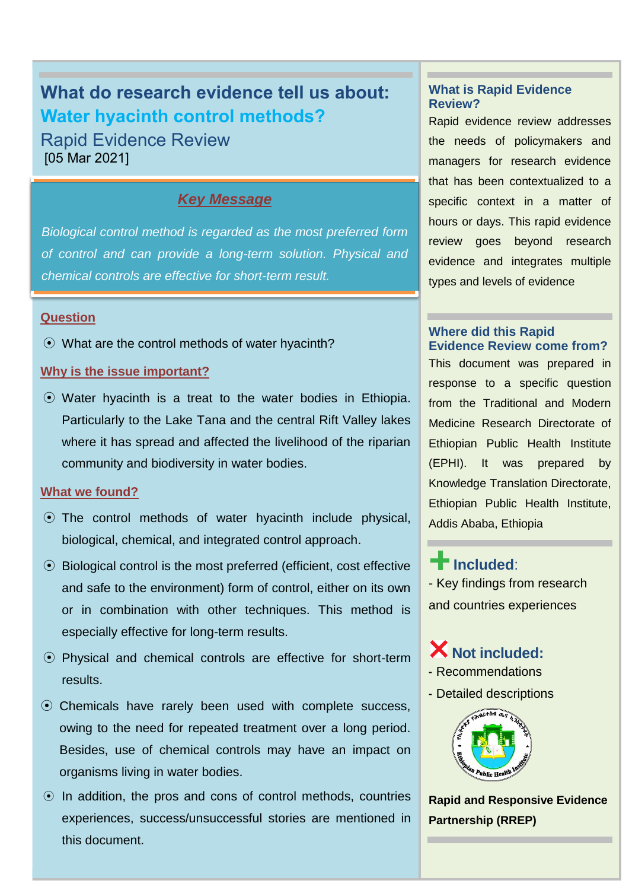# What do research evidence tell us about: Water hyacinth control methods?

## Rapid Evidence Review

[05 Mar 2021]

### *Key Message*

*Biological control method is regarded as the most preferred form of control and can provide a long-term solution. Physical and chemical controls are effective for short-term result.*

### Question

- What are the control methods of water hyacinth?

### Why is the issue important?

- Water hyacinth is a treat to the water bodies in Ethiopia. Particularly to the Lake Tana and the central Rift Valley lakes where it has spread and affected the livelihood of the riparian community and biodiversity in water bodies.

### What we found?

- The control methods of water hyacinth include physical, biological, chemical, and integrated control approach.
- Biological control is the most preferred (efficient, cost effective and safe to the environment) form of control, either on its own or in combination with other techniques. This method is especially effective for long-term results.
- Physical and chemical controls are effective for short-term results.
- Chemicals have rarely been used with complete success, owing to the need for repeated treatment over a long period. Besides, use of chemical controls may have an impact on organisms living in water bodies.
- In addition, the pros and cons of control methods, countries experiences, success/unsuccessful stories are mentioned in this document.

### What is Rapid Evidence Review?

Rapid evidence review addresses the needs of policymakers and managers for research evidence that has been contextualized to a specific context in a matter of hours or days. This rapid evidence review goes beyond research evidence and integrates multiple types and levels of evidence

### Where did this Rapid Evidence Review come from?

This document was prepared in response to a specific question from the Traditional and Modern Medicine Research Directorate of Ethiopian Public Health Institute (EPHI). It was prepared by Knowledge Translation Directorate, Ethiopian Public Health Institute, Addis Ababa, Ethiopia

### Included:

- Key findings from research and countries experiences

### Not included:

- Recommendations
- Detailed descriptions

**Rapid and Responsive Evidence Partnership (RREP)**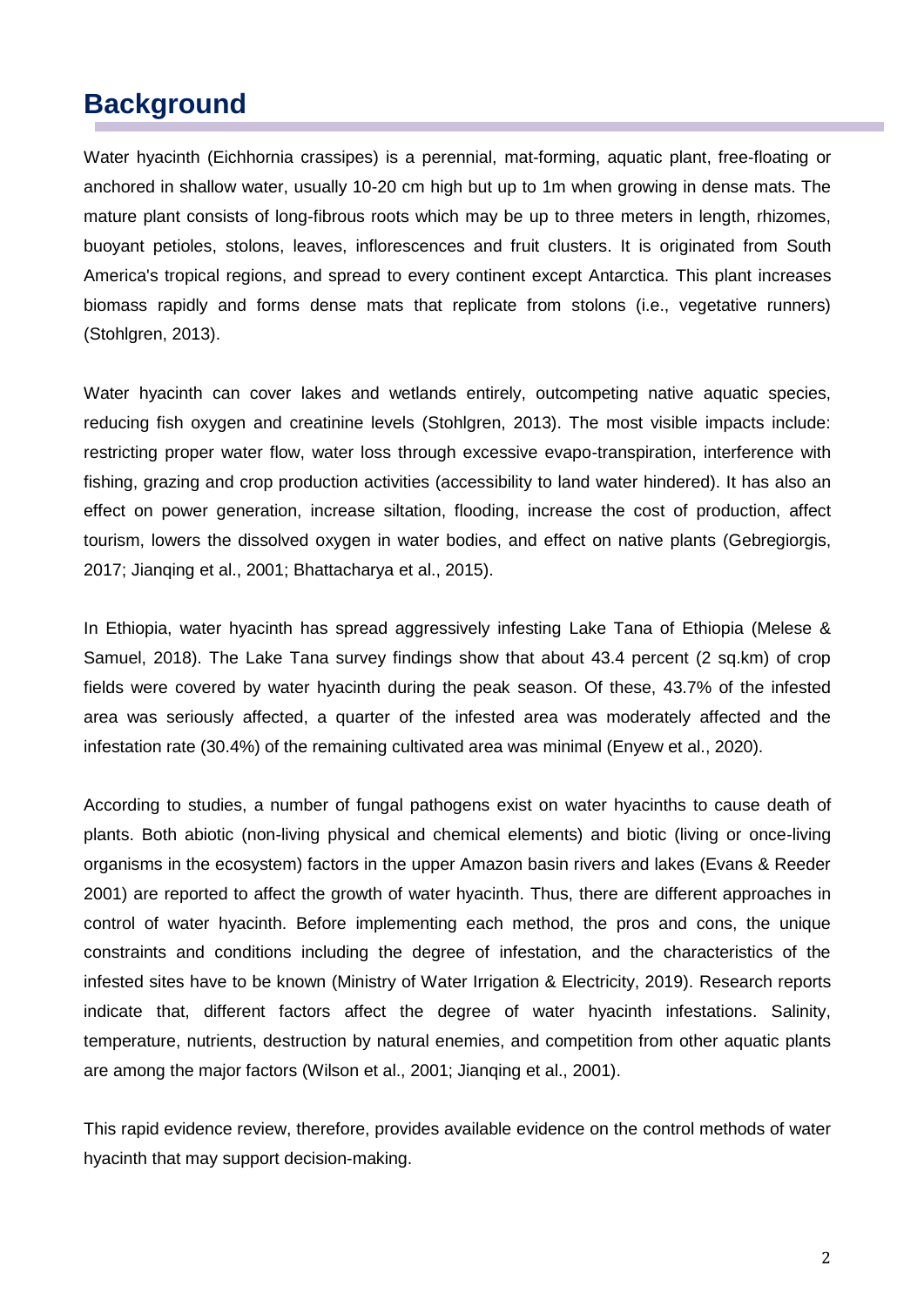## Background

Water hyacinth (Eichhornia crassipes) is a perennial, mat-forming, aquatic plant, free-floating or anchored in shallow water, usually 10-20 cm high but up to 1m when growing in dense mats. The mature plant consists of long-fibrous roots which may be up to three meters in length, rhizomes, buoyant petioles, stolons, leaves, inflorescences and fruit clusters. It is originated from South America's tropical regions, and spread to every continent except Antarctica. This plant increases biomass rapidly and forms dense mats that replicate from stolons (i.e., vegetative runners) (Stohlgren, 2013).

Water hyacinth can cover lakes and wetlands entirely, outcompeting native aquatic species, reducing fish oxygen and creatinine levels (Stohlgren, 2013). The most visible impacts include: restricting proper water flow, water loss through excessive evapo-transpiration, interference with fishing, grazing and crop production activities (accessibility to land water hindered). It has also an effect on power generation, increase siltation, flooding, increase the cost of production, affect tourism, lowers the dissolved oxygen in water bodies, and effect on native plants (Gebregiorgis, 2017; Jianqing et al., 2001; Bhattacharya et al., 2015).

In Ethiopia, water hyacinth has spread aggressively infesting Lake Tana of Ethiopia (Melese & Samuel, 2018). The Lake Tana survey findings show that about 43.4 percent (2 sq.km) of crop fields were covered by water hyacinth during the peak season. Of these, 43.7% of the infested area was seriously affected, a quarter of the infested area was moderately affected and the infestation rate (30.4%) of the remaining cultivated area was minimal (Enyew et al., 2020).

According to studies, a number of fungal pathogens exist on water hyacinths to cause death of plants. Both abiotic (non-living physical and chemical elements) and biotic (living or once-living organisms in the ecosystem) factors in the upper Amazon basin rivers and lakes (Evans & Reeder 2001) are reported to affect the growth of water hyacinth. Thus, there are different approaches in control of water hyacinth. Before implementing each method, the pros and cons, the unique constraints and conditions including the degree of infestation, and the characteristics of the infested sites have to be known (Ministry of Water Irrigation & Electricity, 2019). Research reports indicate that, different factors affect the degree of water hyacinth infestations. Salinity, temperature, nutrients, destruction by natural enemies, and competition from other aquatic plants are among the major factors (Wilson et al., 2001; Jianqing et al., 2001).

This rapid evidence review, therefore, provides available evidence on the control methods of water hyacinth that may support decision-making.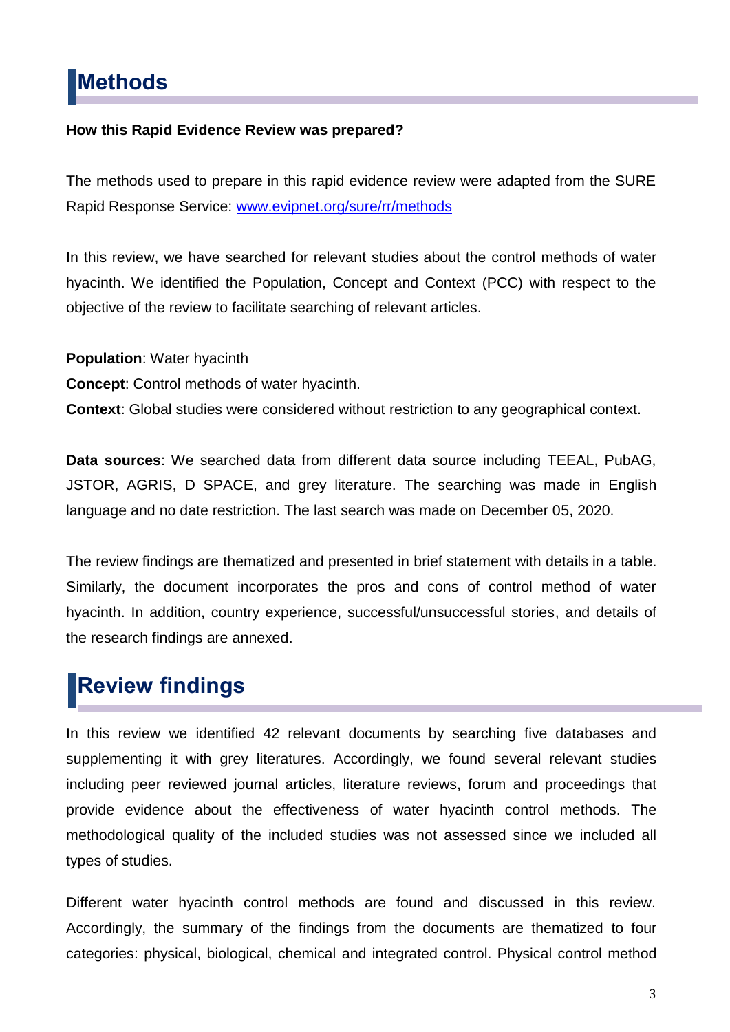# Methods

**How this Rapid Evidence Review was prepared?**

The methods used to prepare in this rapid evidence review were adapted from the SURE Rapid Response Service: [www.evipnet.org/sure/rr/methods](www.evipnet.org/sure/rr/methods)

In this review, we have searched for relevant studies about the control methods of water hyacinth. We identified the Population, Concept and Context (PCC) with respect to the objective of the review to facilitate searching of relevant articles.

**Population**: Water hyacinth

**Concept**: Control methods of water hyacinth.

**Context**: Global studies were considered without restriction to any geographical context.

**Data sources**: We searched data from different data source including TEEAL, PubAG, JSTOR, AGRIS, D SPACE, and grey literature. The searching was made in English language and no date restriction. The last search was made on December 05, 2020.

The review findings are thematized and presented in brief statement with details in a table. Similarly, the document incorporates the pros and cons of control method of water hyacinth. In addition, country experience, successful/unsuccessful stories, and details of the research findings are annexed.

# Review findings

In this review we identified 42 relevant documents by searching five databases and supplementing it with grey literatures. Accordingly, we found several relevant studies including peer reviewed journal articles, literature reviews, forum and proceedings that provide evidence about the effectiveness of water hyacinth control methods. The methodological quality of the included studies was not assessed since we included all types of studies.

Different water hyacinth control methods are found and discussed in this review. Accordingly, the summary of the findings from the documents are thematized to four categories: physical, biological, chemical and integrated control. Physical control method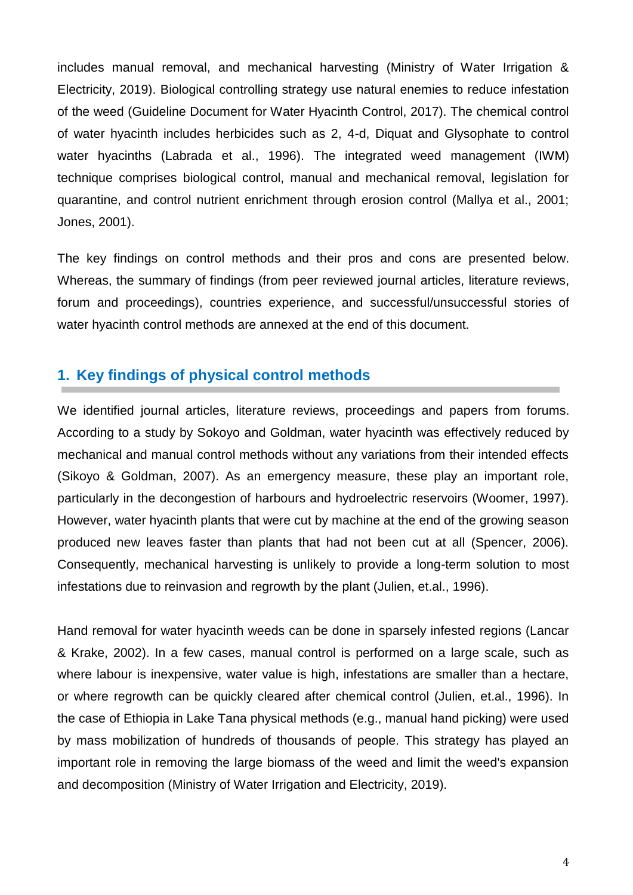includes manual removal, and mechanical harvesting (Ministry of Water Irrigation & Electricity, 2019). Biological controlling strategy use natural enemies to reduce infestation of the weed (Guideline Document for Water Hyacinth Control, 2017). The chemical control of water hyacinth includes herbicides such as 2, 4-d, Diquat and Glysophate to control water hyacinths (Labrada et al., 1996). The integrated weed management (IWM) technique comprises biological control, manual and mechanical removal, legislation for quarantine, and control nutrient enrichment through erosion control (Mallya et al., 2001; Jones, 2001).

The key findings on control methods and their pros and cons are presented below. Whereas, the summary of findings (from peer reviewed journal articles, literature reviews, forum and proceedings), countries experience, and successful/unsuccessful stories of water hyacinth control methods are annexed at the end of this document.

## 1. Key findings of physical control methods

We identified journal articles, literature reviews, proceedings and papers from forums. According to a study by Sokoyo and Goldman, water hyacinth was effectively reduced by mechanical and manual control methods without any variations from their intended effects (Sikoyo & Goldman, 2007). As an emergency measure, these play an important role, particularly in the decongestion of harbours and hydroelectric reservoirs (Woomer, 1997). However, water hyacinth plants that were cut by machine at the end of the growing season produced new leaves faster than plants that had not been cut at all (Spencer, 2006). Consequently, mechanical harvesting is unlikely to provide a long-term solution to most infestations due to reinvasion and regrowth by the plant (Julien, et.al., 1996).

Hand removal for water hyacinth weeds can be done in sparsely infested regions (Lancar & Krake, 2002). In a few cases, manual control is performed on a large scale, such as where labour is inexpensive, water value is high, infestations are smaller than a hectare, or where regrowth can be quickly cleared after chemical control (Julien, et.al., 1996). In the case of Ethiopia in Lake Tana physical methods (e.g., manual hand picking) were used by mass mobilization of hundreds of thousands of people. This strategy has played an important role in removing the large biomass of the weed and limit the weed's expansion and decomposition (Ministry of Water Irrigation and Electricity, 2019).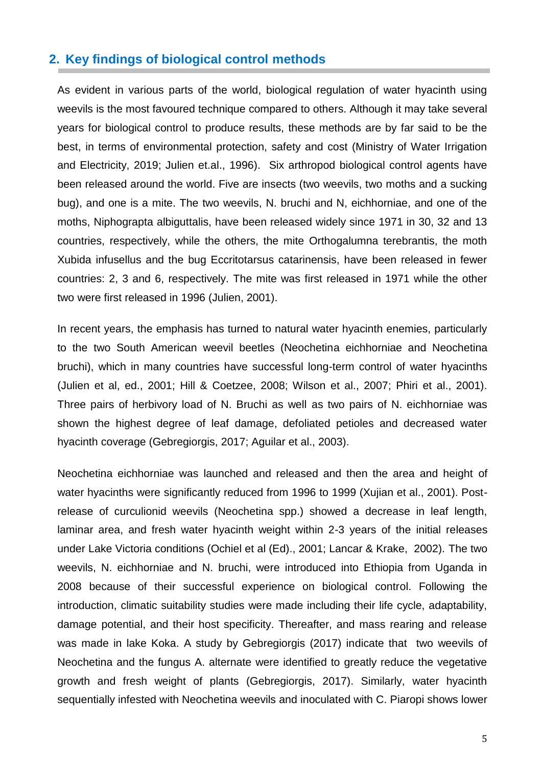## 2. Key findings of biological control methods

As evident in various parts of the world, biological regulation of water hyacinth using weevils is the most favoured technique compared to others. Although it may take several years for biological control to produce results, these methods are by far said to be the best, in terms of environmental protection, safety and cost (Ministry of Water Irrigation and Electricity, 2019; Julien et.al., 1996). Six arthropod biological control agents have been released around the world. Five are insects (two weevils, two moths and a sucking bug), and one is a mite. The two weevils, N. bruchi and N, eichhorniae, and one of the moths, Niphograpta albiguttalis, have been released widely since 1971 in 30, 32 and 13 countries, respectively, while the others, the mite Orthogalumna terebrantis, the moth Xubida infusellus and the bug Eccritotarsus catarinensis, have been released in fewer countries: 2, 3 and 6, respectively. The mite was first released in 1971 while the other two were first released in 1996 (Julien, 2001).

In recent years, the emphasis has turned to natural water hyacinth enemies, particularly to the two South American weevil beetles (Neochetina eichhorniae and Neochetina bruchi), which in many countries have successful long-term control of water hyacinths (Julien et al, ed., 2001; Hill & Coetzee, 2008; Wilson et al., 2007; Phiri et al., 2001). Three pairs of herbivory load of N. Bruchi as well as two pairs of N. eichhorniae was shown the highest degree of leaf damage, defoliated petioles and decreased water hyacinth coverage (Gebregiorgis, 2017; Aguilar et al., 2003).

Neochetina eichhorniae was launched and released and then the area and height of water hyacinths were significantly reduced from 1996 to 1999 (Xujian et al., 2001). Post-release of curculionid weevils (Neochetina spp.) showed a decrease in leaf length, laminar area, and fresh water hyacinth weight within 2-3 years of the initial releases under Lake Victoria conditions (Ochiel et al (Ed)., 2001; Lancar & Krake, 2002). The two weevils, N. eichhorniae and N. bruchi, were introduced into Ethiopia from Uganda in 2008 because of their successful experience on biological control. Following the introduction, climatic suitability studies were made including their life cycle, adaptability, damage potential, and their host specificity. Thereafter, and mass rearing and release was made in lake Koka. A study by Gebregiorgis (2017) indicate that two weevils of Neochetina and the fungus A. alternate were identified to greatly reduce the vegetative growth and fresh weight of plants (Gebregiorgis, 2017). Similarly, water hyacinth sequentially infested with Neochetina weevils and inoculated with C. Piaropi shows lower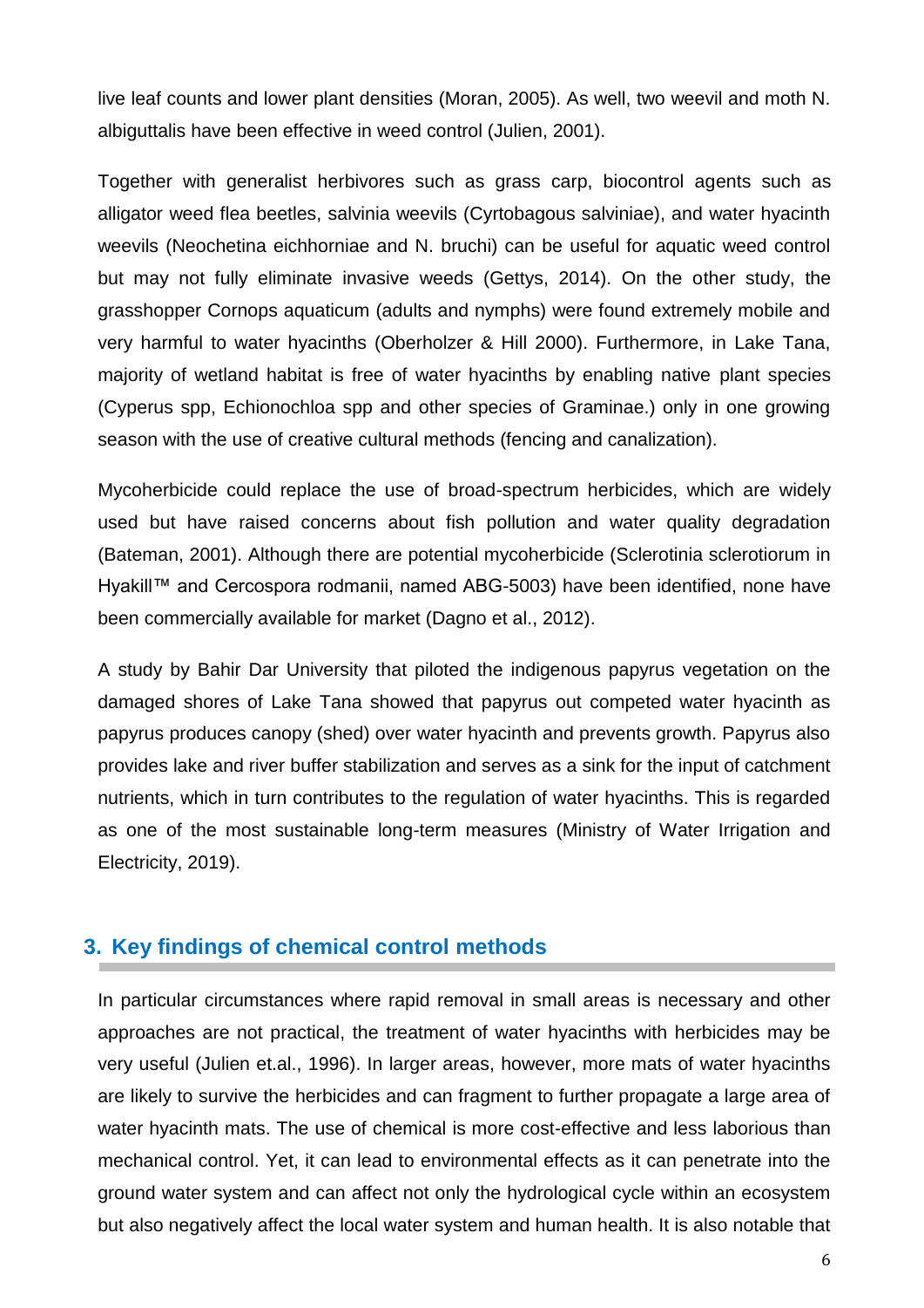live leaf counts and lower plant densities (Moran, 2005). As well, two weevil and moth N. albiguttalis have been effective in weed control (Julien, 2001).

Together with generalist herbivores such as grass carp, biocontrol agents such as alligator weed flea beetles, salvinia weevils (Cyrtobagous salviniae), and water hyacinth weevils (Neochetina eichhorniae and N. bruchi) can be useful for aquatic weed control but may not fully eliminate invasive weeds (Gettys, 2014). On the other study, the grasshopper Cornops aquaticum (adults and nymphs) were found extremely mobile and very harmful to water hyacinths (Oberholzer & Hill 2000). Furthermore, in Lake Tana, majority of wetland habitat is free of water hyacinths by enabling native plant species (Cyperus spp, Echionochloa spp and other species of Graminae.) only in one growing season with the use of creative cultural methods (fencing and canalization).

Mycoherbicide could replace the use of broad-spectrum herbicides, which are widely used but have raised concerns about fish pollution and water quality degradation (Bateman, 2001). Although there are potential mycoherbicide (Sclerotinia sclerotiorum in Hyakill™ and Cercospora rodmanii, named ABG-5003) have been identified, none have been commercially available for market (Dagno et al., 2012).

A study by Bahir Dar University that piloted the indigenous papyrus vegetation on the damaged shores of Lake Tana showed that papyrus out competed water hyacinth as papyrus produces canopy (shed) over water hyacinth and prevents growth. Papyrus also provides lake and river buffer stabilization and serves as a sink for the input of catchment nutrients, which in turn contributes to the regulation of water hyacinths. This is regarded as one of the most sustainable long-term measures (Ministry of Water Irrigation and Electricity, 2019).

## 3. Key findings of chemical control methods

In particular circumstances where rapid removal in small areas is necessary and other approaches are not practical, the treatment of water hyacinths with herbicides may be very useful (Julien et.al., 1996). In larger areas, however, more mats of water hyacinths are likely to survive the herbicides and can fragment to further propagate a large area of water hyacinth mats. The use of chemical is more cost-effective and less laborious than mechanical control. Yet, it can lead to environmental effects as it can penetrate into the ground water system and can affect not only the hydrological cycle within an ecosystem but also negatively affect the local water system and human health. It is also notable that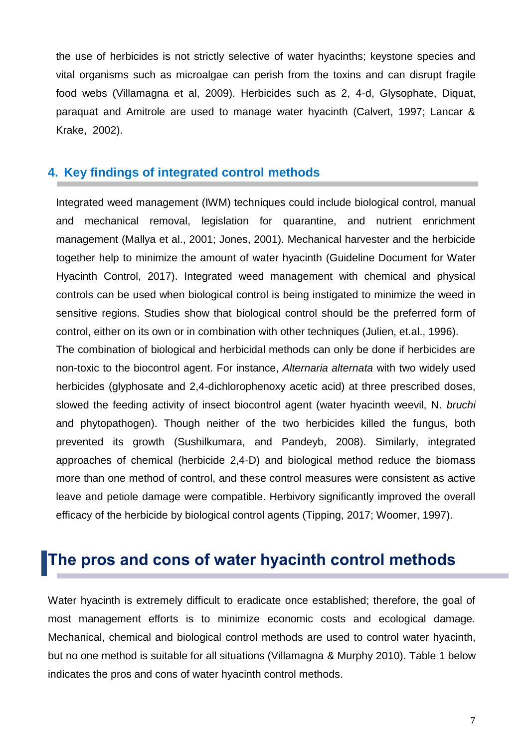the use of herbicides is not strictly selective of water hyacinths; keystone species and vital organisms such as microalgae can perish from the toxins and can disrupt fragile food webs (Villamagna et al, 2009). Herbicides such as 2, 4-d, Glysophate, Diquat, paraquat and Amitrole are used to manage water hyacinth (Calvert, 1997; Lancar & Krake, 2002).

### 4. Key findings of integrated control methods

Integrated weed management (IWM) techniques could include biological control, manual and mechanical removal, legislation for quarantine, and nutrient enrichment management (Mallya et al., 2001; Jones, 2001). Mechanical harvester and the herbicide together help to minimize the amount of water hyacinth (Guideline Document for Water Hyacinth Control, 2017). Integrated weed management with chemical and physical controls can be used when biological control is being instigated to minimize the weed in sensitive regions. Studies show that biological control should be the preferred form of control, either on its own or in combination with other techniques (Julien, et.al., 1996).

The combination of biological and herbicidal methods can only be done if herbicides are non-toxic to the biocontrol agent. For instance, *Alternaria alternata* with two widely used herbicides (glyphosate and 2,4-dichlorophenoxy acetic acid) at three prescribed doses, slowed the feeding activity of insect biocontrol agent (water hyacinth weevil, N. *bruchi* and phytopathogen). Though neither of the two herbicides killed the fungus, both prevented its growth (Sushilkumara, and Pandeyb, 2008). Similarly, integrated approaches of chemical (herbicide 2,4-D) and biological method reduce the biomass more than one method of control, and these control measures were consistent as active leave and petiole damage were compatible. Herbivory significantly improved the overall efficacy of the herbicide by biological control agents (Tipping, 2017; Woomer, 1997).

## The pros and cons of water hyacinth control methods

Water hyacinth is extremely difficult to eradicate once established; therefore, the goal of most management efforts is to minimize economic costs and ecological damage. Mechanical, chemical and biological control methods are used to control water hyacinth, but no one method is suitable for all situations (Villamagna & Murphy 2010). Table 1 below indicates the pros and cons of water hyacinth control methods.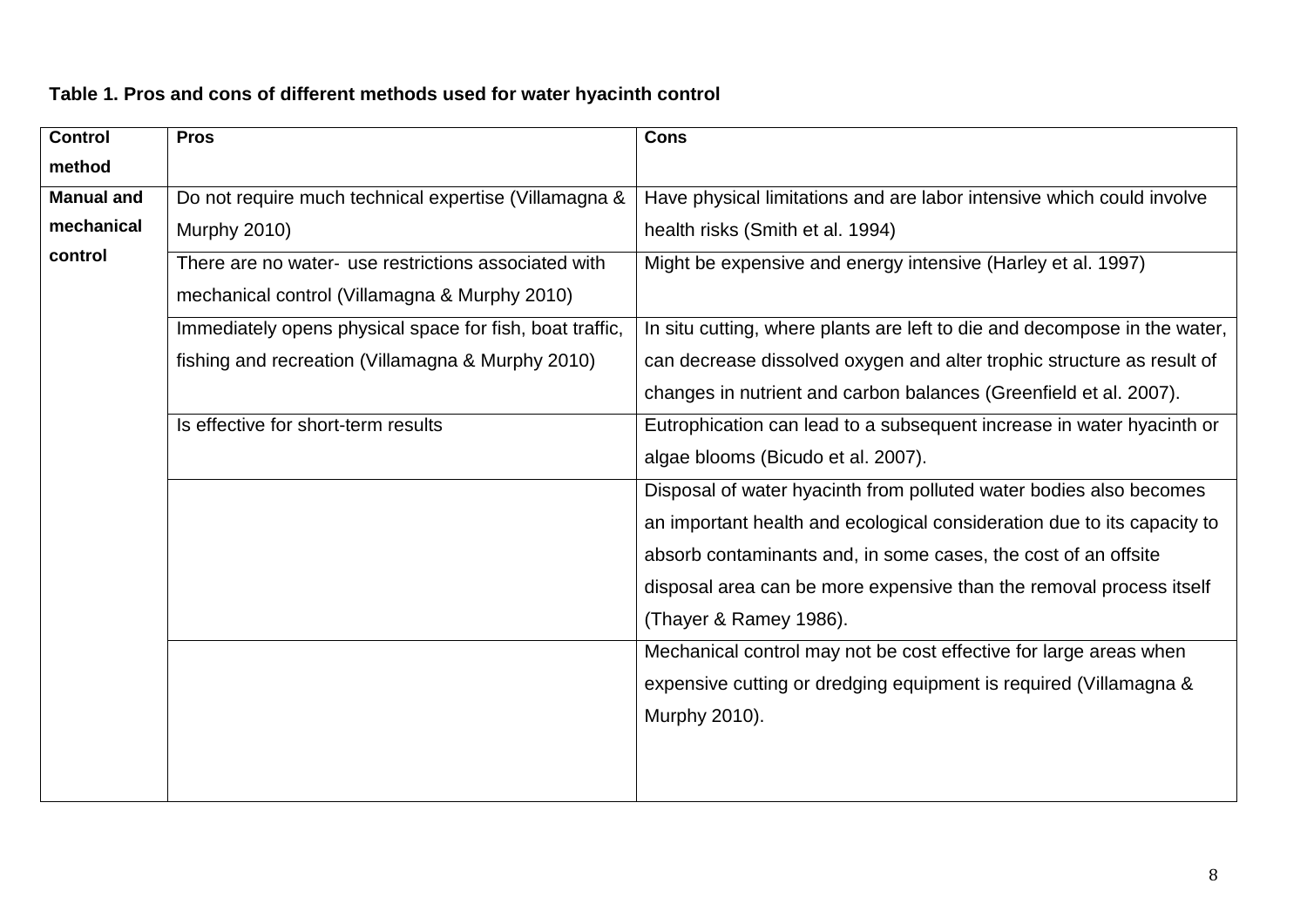**Table 1. Pros and cons of different methods used for water hyacinth control**

| Control method | Pros | Cons |
|---|---|---|
| Manual and mechanical control | Do not require much technical expertise (Villamagna & Murphy 2010) | Have physical limitations and are labor intensive which could involve health risks (Smith et al. 1994) |
| | There are no water- use restrictions associated with mechanical control (Villamagna & Murphy 2010) | Might be expensive and energy intensive (Harley et al. 1997) |
| | Immediately opens physical space for fish, boat traffic, fishing and recreation (Villamagna & Murphy 2010) | In situ cutting, where plants are left to die and decompose in the water, can decrease dissolved oxygen and alter trophic structure as result of changes in nutrient and carbon balances (Greenfield et al. 2007). |
| | Is effective for short-term results | Eutrophication can lead to a subsequent increase in water hyacinth or algae blooms (Bicudo et al. 2007). |
| | | Disposal of water hyacinth from polluted water bodies also becomes an important health and ecological consideration due to its capacity to absorb contaminants and, in some cases, the cost of an offsite disposal area can be more expensive than the removal process itself (Thayer & Ramey 1986). |
| | | Mechanical control may not be cost effective for large areas when expensive cutting or dredging equipment is required (Villamagna & Murphy 2010). |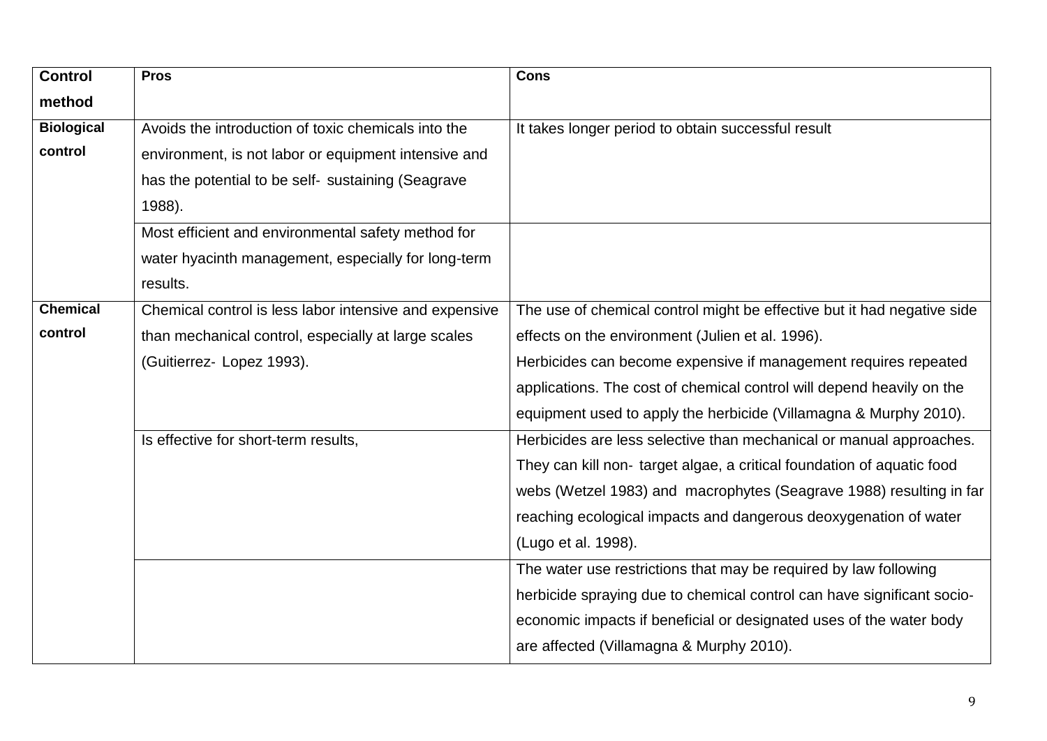| Control method | Pros | Cons |
|---|---|---|
| **Biological control** | Avoids the introduction of toxic chemicals into the environment, is not labor or equipment intensive and has the potential to be self- sustaining (Seagrave 1988). | It takes longer period to obtain successful result |
| | Most efficient and environmental safety method for water hyacinth management, especially for long-term results. | |
| **Chemical control** | Chemical control is less labor intensive and expensive than mechanical control, especially at large scales (Guitierrez- Lopez 1993). | The use of chemical control might be effective but it had negative side effects on the environment (Julien et al. 1996). Herbicides can become expensive if management requires repeated applications. The cost of chemical control will depend heavily on the equipment used to apply the herbicide (Villamagna & Murphy 2010). |
| | Is effective for short-term results, | Herbicides are less selective than mechanical or manual approaches. They can kill non- target algae, a critical foundation of aquatic food webs (Wetzel 1983) and macrophytes (Seagrave 1988) resulting in far reaching ecological impacts and dangerous deoxygenation of water (Lugo et al. 1998). |
| | | The water use restrictions that may be required by law following herbicide spraying due to chemical control can have significant socio-economic impacts if beneficial or designated uses of the water body are affected (Villamagna & Murphy 2010). |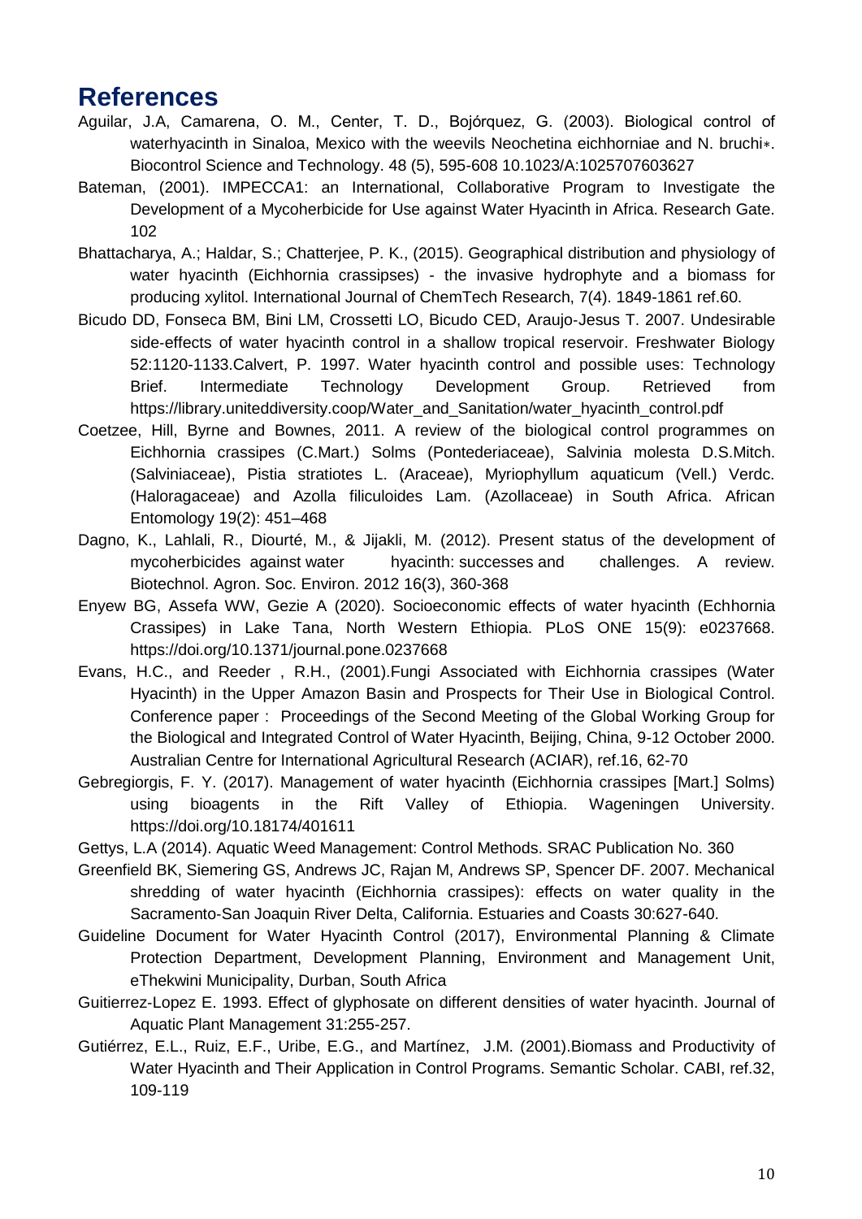## References

Aguilar, J.A, Camarena, O. M., Center, T. D., Bojórquez, G. (2003). Biological control of waterhyacinth in Sinaloa, Mexico with the weevils Neochetina eichhorniae and N. bruchi∗. Biocontrol Science and Technology. 48 (5), 595-608 10.1023/A:1025707603627

Bateman, (2001). IMPECCA1: an International, Collaborative Program to Investigate the Development of a Mycoherbicide for Use against Water Hyacinth in Africa. Research Gate. 102

Bhattacharya, A.; Haldar, S.; Chatterjee, P. K., (2015). Geographical distribution and physiology of water hyacinth (Eichhornia crassipses) - the invasive hydrophyte and a biomass for producing xylitol. International Journal of ChemTech Research, 7(4). 1849-1861 ref.60.

Bicudo DD, Fonseca BM, Bini LM, Crossetti LO, Bicudo CED, Araujo-Jesus T. 2007. Undesirable side-effects of water hyacinth control in a shallow tropical reservoir. Freshwater Biology 52:1120-1133.Calvert, P. 1997. Water hyacinth control and possible uses: Technology Brief. Intermediate Technology Development Group. Retrieved from https://library.uniteddiversity.coop/Water_and_Sanitation/water_hyacinth_control.pdf

Coetzee, Hill, Byrne and Bownes, 2011. A review of the biological control programmes on Eichhornia crassipes (C.Mart.) Solms (Pontederiaceae), Salvinia molesta D.S.Mitch. (Salviniaceae), Pistia stratiotes L. (Araceae), Myriophyllum aquaticum (Vell.) Verdc. (Haloragaceae) and Azolla filiculoides Lam. (Azollaceae) in South Africa. African Entomology 19(2): 451–468

Dagno, K., Lahlali, R., Diourté, M., & Jijakli, M. (2012). Present status of the development of mycoherbicides against water hyacinth: successes and challenges. A review. Biotechnol. Agron. Soc. Environ. 2012 16(3), 360-368

Enyew BG, Assefa WW, Gezie A (2020). Socioeconomic effects of water hyacinth (Echhornia Crassipes) in Lake Tana, North Western Ethiopia. PLoS ONE 15(9): e0237668. https://doi.org/10.1371/journal.pone.0237668

Evans, H.C., and Reeder , R.H., (2001).Fungi Associated with Eichhornia crassipes (Water Hyacinth) in the Upper Amazon Basin and Prospects for Their Use in Biological Control. Conference paper : Proceedings of the Second Meeting of the Global Working Group for the Biological and Integrated Control of Water Hyacinth, Beijing, China, 9-12 October 2000. Australian Centre for International Agricultural Research (ACIAR), ref.16, 62-70

Gebregiorgis, F. Y. (2017). Management of water hyacinth (Eichhornia crassipes [Mart.] Solms) using bioagents in the Rift Valley of Ethiopia. Wageningen University. https://doi.org/10.18174/401611

Gettys, L.A (2014). Aquatic Weed Management: Control Methods. SRAC Publication No. 360

Greenfield BK, Siemering GS, Andrews JC, Rajan M, Andrews SP, Spencer DF. 2007. Mechanical shredding of water hyacinth (Eichhornia crassipes): effects on water quality in the Sacramento-San Joaquin River Delta, California. Estuaries and Coasts 30:627-640.

Guideline Document for Water Hyacinth Control (2017), Environmental Planning & Climate Protection Department, Development Planning, Environment and Management Unit, eThekwini Municipality, Durban, South Africa

Guitierrez-Lopez E. 1993. Effect of glyphosate on different densities of water hyacinth. Journal of Aquatic Plant Management 31:255-257.

Gutiérrez, E.L., Ruiz, E.F., Uribe, E.G., and Martínez, J.M. (2001).Biomass and Productivity of Water Hyacinth and Their Application in Control Programs. Semantic Scholar. CABI, ref.32, 109-119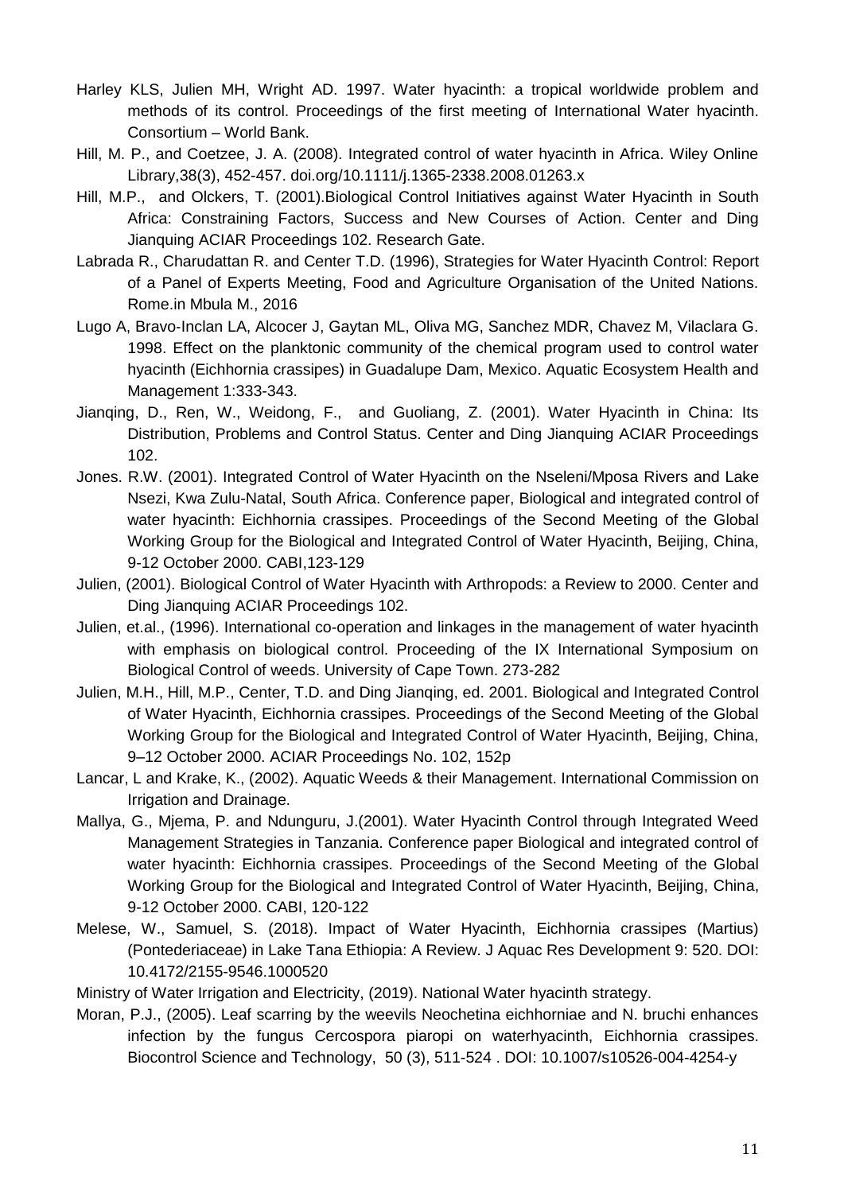Harley KLS, Julien MH, Wright AD. 1997. Water hyacinth: a tropical worldwide problem and methods of its control. Proceedings of the first meeting of International Water hyacinth. Consortium – World Bank.

Hill, M. P., and Coetzee, J. A. (2008). Integrated control of water hyacinth in Africa. Wiley Online Library,38(3), 452-457. doi.org/10.1111/j.1365-2338.2008.01263.x

Hill, M.P., and Olckers, T. (2001).Biological Control Initiatives against Water Hyacinth in South Africa: Constraining Factors, Success and New Courses of Action. Center and Ding Jianquing ACIAR Proceedings 102. Research Gate.

Labrada R., Charudattan R. and Center T.D. (1996), Strategies for Water Hyacinth Control: Report of a Panel of Experts Meeting, Food and Agriculture Organisation of the United Nations. Rome.in Mbula M., 2016

Lugo A, Bravo-Inclan LA, Alcocer J, Gaytan ML, Oliva MG, Sanchez MDR, Chavez M, Vilaclara G. 1998. Effect on the planktonic community of the chemical program used to control water hyacinth (Eichhornia crassipes) in Guadalupe Dam, Mexico. Aquatic Ecosystem Health and Management 1:333-343.

Jianqing, D., Ren, W., Weidong, F., and Guoliang, Z. (2001). Water Hyacinth in China: Its Distribution, Problems and Control Status. Center and Ding Jianquing ACIAR Proceedings 102.

Jones. R.W. (2001). Integrated Control of Water Hyacinth on the Nseleni/Mposa Rivers and Lake Nsezi, Kwa Zulu-Natal, South Africa. Conference paper, Biological and integrated control of water hyacinth: Eichhornia crassipes. Proceedings of the Second Meeting of the Global Working Group for the Biological and Integrated Control of Water Hyacinth, Beijing, China, 9-12 October 2000. CABI,123-129

Julien, (2001). Biological Control of Water Hyacinth with Arthropods: a Review to 2000. Center and Ding Jianquing ACIAR Proceedings 102.

Julien, et.al., (1996). International co-operation and linkages in the management of water hyacinth with emphasis on biological control. Proceeding of the IX International Symposium on Biological Control of weeds. University of Cape Town. 273-282

Julien, M.H., Hill, M.P., Center, T.D. and Ding Jianqing, ed. 2001. Biological and Integrated Control of Water Hyacinth, Eichhornia crassipes. Proceedings of the Second Meeting of the Global Working Group for the Biological and Integrated Control of Water Hyacinth, Beijing, China, 9–12 October 2000. ACIAR Proceedings No. 102, 152p

Lancar, L and Krake, K., (2002). Aquatic Weeds & their Management. International Commission on Irrigation and Drainage.

Mallya, G., Mjema, P. and Ndunguru, J.(2001). Water Hyacinth Control through Integrated Weed Management Strategies in Tanzania. Conference paper Biological and integrated control of water hyacinth: Eichhornia crassipes. Proceedings of the Second Meeting of the Global Working Group for the Biological and Integrated Control of Water Hyacinth, Beijing, China, 9-12 October 2000. CABI, 120-122

Melese, W., Samuel, S. (2018). Impact of Water Hyacinth, Eichhornia crassipes (Martius) (Pontederiaceae) in Lake Tana Ethiopia: A Review. J Aquac Res Development 9: 520. DOI: 10.4172/2155-9546.1000520

Ministry of Water Irrigation and Electricity, (2019). National Water hyacinth strategy.

Moran, P.J., (2005). Leaf scarring by the weevils Neochetina eichhorniae and N. bruchi enhances infection by the fungus Cercospora piaropi on waterhyacinth, Eichhornia crassipes. Biocontrol Science and Technology, 50 (3), 511-524 . DOI: 10.1007/s10526-004-4254-y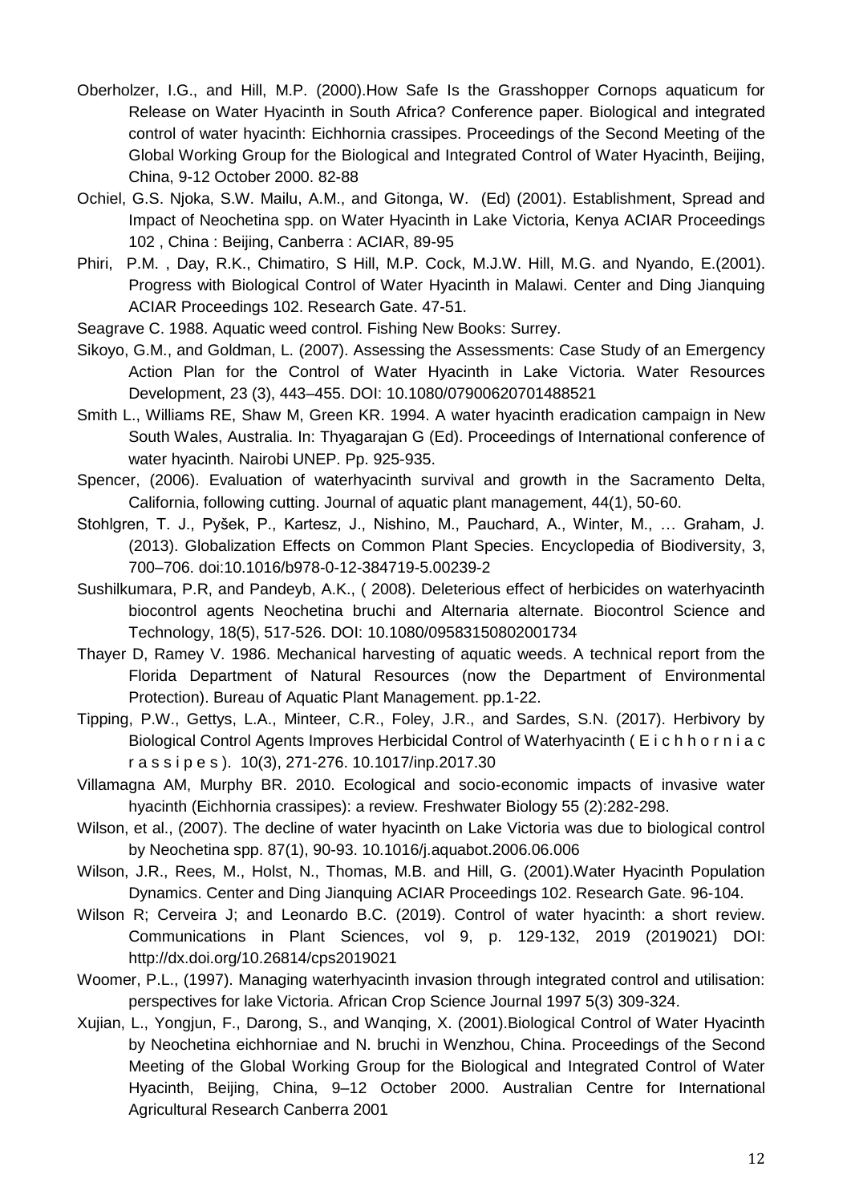Oberholzer, I.G., and Hill, M.P. (2000).How Safe Is the Grasshopper Cornops aquaticum for Release on Water Hyacinth in South Africa? Conference paper. Biological and integrated control of water hyacinth: Eichhornia crassipes. Proceedings of the Second Meeting of the Global Working Group for the Biological and Integrated Control of Water Hyacinth, Beijing, China, 9-12 October 2000. 82-88

Ochiel, G.S. Njoka, S.W. Mailu, A.M., and Gitonga, W. (Ed) (2001). Establishment, Spread and Impact of Neochetina spp. on Water Hyacinth in Lake Victoria, Kenya ACIAR Proceedings 102 , China : Beijing, Canberra : ACIAR, 89-95

Phiri, P.M. , Day, R.K., Chimatiro, S Hill, M.P. Cock, M.J.W. Hill, M.G. and Nyando, E.(2001). Progress with Biological Control of Water Hyacinth in Malawi. Center and Ding Jianquing ACIAR Proceedings 102. Research Gate. 47-51.

Seagrave C. 1988. Aquatic weed control. Fishing New Books: Surrey.

Sikoyo, G.M., and Goldman, L. (2007). Assessing the Assessments: Case Study of an Emergency Action Plan for the Control of Water Hyacinth in Lake Victoria. Water Resources Development, 23 (3), 443–455. DOI: 10.1080/07900620701488521

Smith L., Williams RE, Shaw M, Green KR. 1994. A water hyacinth eradication campaign in New South Wales, Australia. In: Thyagarajan G (Ed). Proceedings of International conference of water hyacinth. Nairobi UNEP. Pp. 925-935.

Spencer, (2006). Evaluation of waterhyacinth survival and growth in the Sacramento Delta, California, following cutting. Journal of aquatic plant management, 44(1), 50-60.

Stohlgren, T. J., Pyšek, P., Kartesz, J., Nishino, M., Pauchard, A., Winter, M., … Graham, J. (2013). Globalization Effects on Common Plant Species. Encyclopedia of Biodiversity, 3, 700–706. doi:10.1016/b978-0-12-384719-5.00239-2

Sushilkumara, P.R, and Pandeyb, A.K., ( 2008). Deleterious effect of herbicides on waterhyacinth biocontrol agents Neochetina bruchi and Alternaria alternate. Biocontrol Science and Technology, 18(5), 517-526. DOI: 10.1080/09583150802001734

Thayer D, Ramey V. 1986. Mechanical harvesting of aquatic weeds. A technical report from the Florida Department of Natural Resources (now the Department of Environmental Protection). Bureau of Aquatic Plant Management. pp.1-22.

Tipping, P.W., Gettys, L.A., Minteer, C.R., Foley, J.R., and Sardes, S.N. (2017). Herbivory by Biological Control Agents Improves Herbicidal Control of Waterhyacinth ( E i c h h o r n i a c r a s s i p e s ). 10(3), 271-276. 10.1017/inp.2017.30

Villamagna AM, Murphy BR. 2010. Ecological and socio-economic impacts of invasive water hyacinth (Eichhornia crassipes): a review. Freshwater Biology 55 (2):282-298.

Wilson, et al., (2007). The decline of water hyacinth on Lake Victoria was due to biological control by Neochetina spp. 87(1), 90-93. 10.1016/j.aquabot.2006.06.006

Wilson, J.R., Rees, M., Holst, N., Thomas, M.B. and Hill, G. (2001).Water Hyacinth Population Dynamics. Center and Ding Jianquing ACIAR Proceedings 102. Research Gate. 96-104.

Wilson R; Cerveira J; and Leonardo B.C. (2019). Control of water hyacinth: a short review. Communications in Plant Sciences, vol 9, p. 129-132, 2019 (2019021) DOI: http://dx.doi.org/10.26814/cps2019021

Woomer, P.L., (1997). Managing waterhyacinth invasion through integrated control and utilisation: perspectives for lake Victoria. African Crop Science Journal 1997 5(3) 309-324.

Xujian, L., Yongjun, F., Darong, S., and Wanqing, X. (2001).Biological Control of Water Hyacinth by Neochetina eichhorniae and N. bruchi in Wenzhou, China. Proceedings of the Second Meeting of the Global Working Group for the Biological and Integrated Control of Water Hyacinth, Beijing, China, 9–12 October 2000. Australian Centre for International Agricultural Research Canberra 2001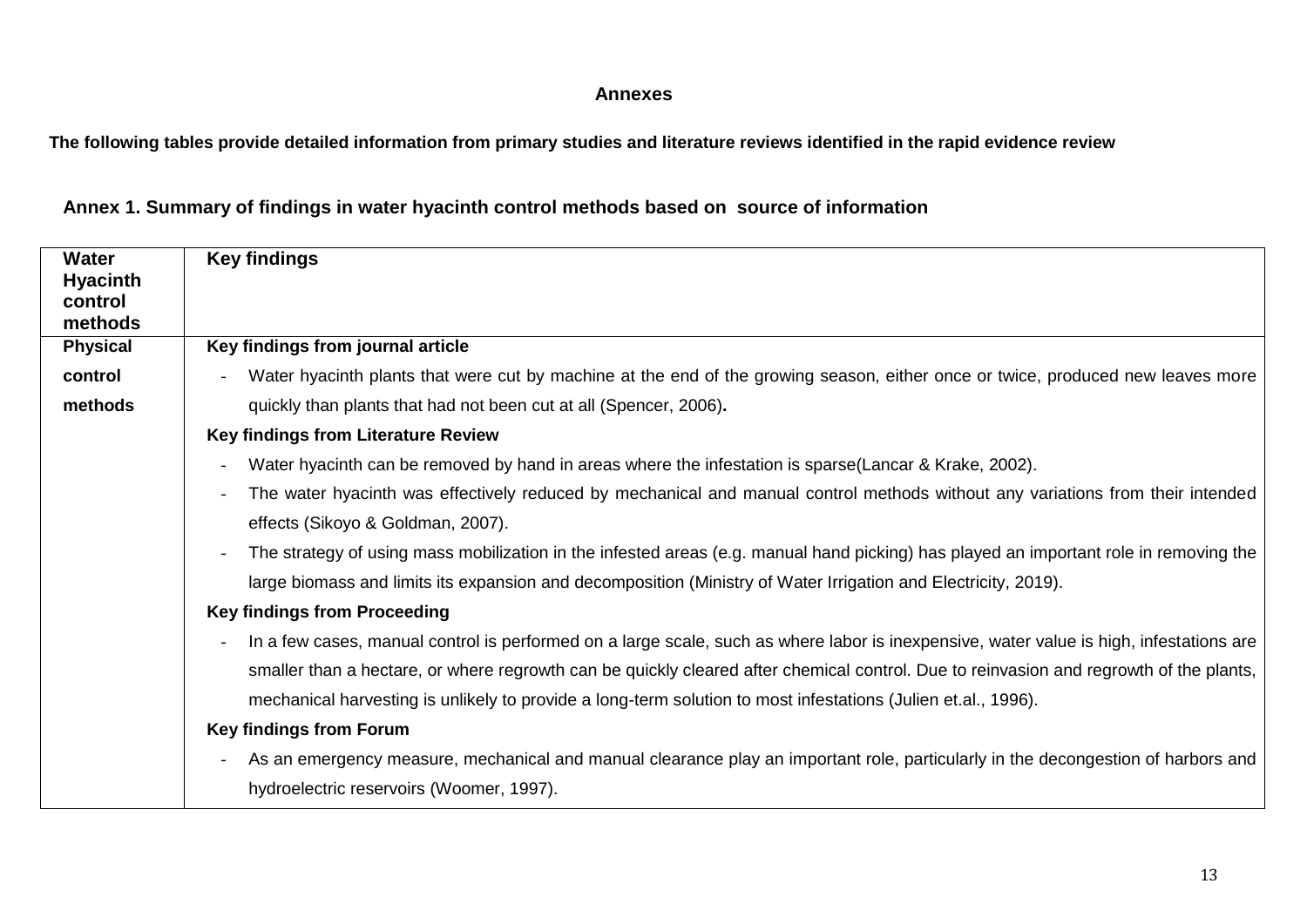**Annexes**

**The following tables provide detailed information from primary studies and literature reviews identified in the rapid evidence review**

## Annex 1. Summary of findings in water hyacinth control methods based on source of information

| Water Hyacinth control methods | Key findings |
|---|---|
| **Physical control methods** | **Key findings from journal article**<br>- Water hyacinth plants that were cut by machine at the end of the growing season, either once or twice, produced new leaves more quickly than plants that had not been cut at all (Spencer, 2006).<br>**Key findings from Literature Review**<br>- Water hyacinth can be removed by hand in areas where the infestation is sparse(Lancar & Krake, 2002).<br>- The water hyacinth was effectively reduced by mechanical and manual control methods without any variations from their intended effects (Sikoyo & Goldman, 2007).<br>- The strategy of using mass mobilization in the infested areas (e.g. manual hand picking) has played an important role in removing the large biomass and limits its expansion and decomposition (Ministry of Water Irrigation and Electricity, 2019).<br>**Key findings from Proceeding**<br>- In a few cases, manual control is performed on a large scale, such as where labor is inexpensive, water value is high, infestations are smaller than a hectare, or where regrowth can be quickly cleared after chemical control. Due to reinvasion and regrowth of the plants, mechanical harvesting is unlikely to provide a long-term solution to most infestations (Julien et.al., 1996).<br>**Key findings from Forum**<br>- As an emergency measure, mechanical and manual clearance play an important role, particularly in the decongestion of harbors and hydroelectric reservoirs (Woomer, 1997). |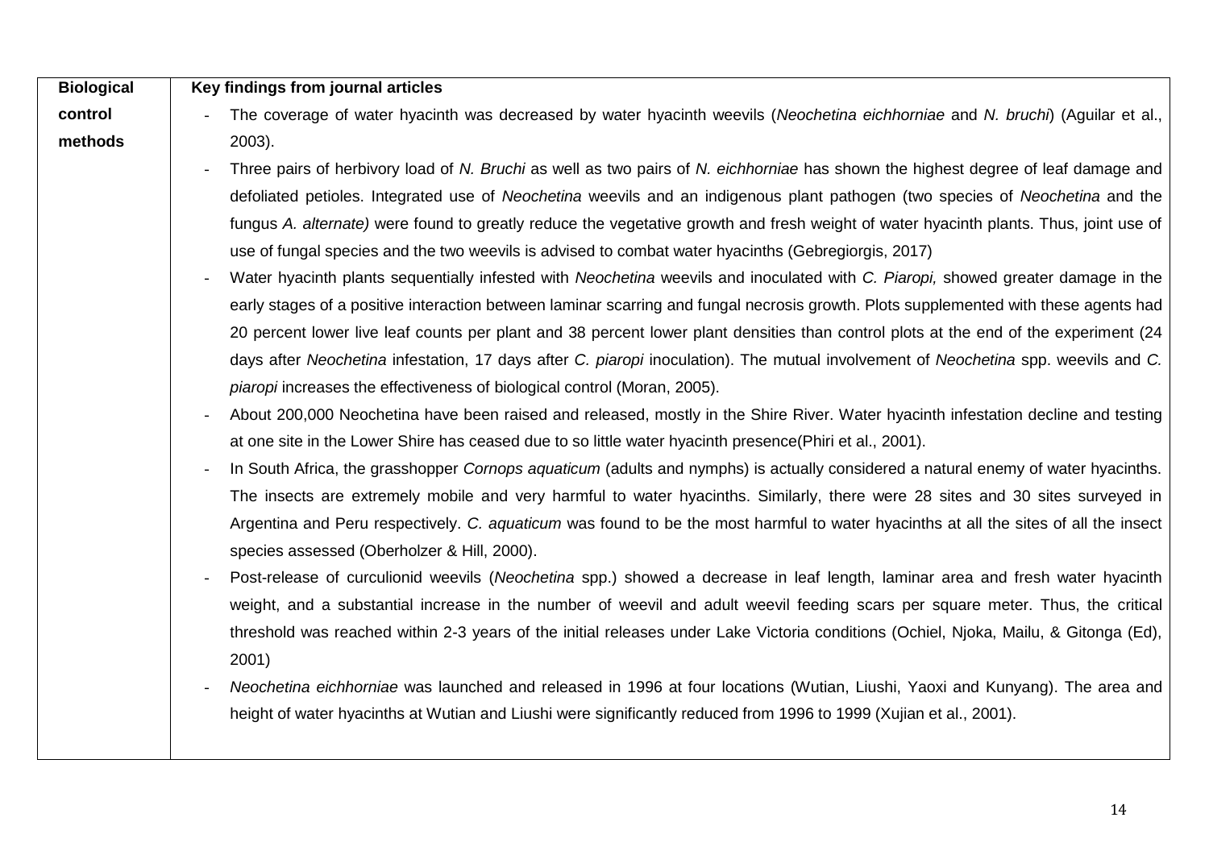| Biological control methods | **Key findings from journal articles** |
|---|---|
| | - The coverage of water hyacinth was decreased by water hyacinth weevils (*Neochetina eichhorniae* and *N. bruchi*) (Aguilar et al., 2003).<br>- Three pairs of herbivory load of *N. Bruchi* as well as two pairs of *N. eichhorniae* has shown the highest degree of leaf damage and defoliated petioles. Integrated use of *Neochetina* weevils and an indigenous plant pathogen (two species of *Neochetina* and the fungus *A. alternate)* were found to greatly reduce the vegetative growth and fresh weight of water hyacinth plants. Thus, joint use of use of fungal species and the two weevils is advised to combat water hyacinths (Gebregiorgis, 2017)<br>- Water hyacinth plants sequentially infested with *Neochetina* weevils and inoculated with *C. Piaropi,* showed greater damage in the early stages of a positive interaction between laminar scarring and fungal necrosis growth. Plots supplemented with these agents had 20 percent lower live leaf counts per plant and 38 percent lower plant densities than control plots at the end of the experiment (24 days after *Neochetina* infestation, 17 days after *C. piaropi* inoculation). The mutual involvement of *Neochetina* spp. weevils and *C. piaropi* increases the effectiveness of biological control (Moran, 2005).<br>- About 200,000 Neochetina have been raised and released, mostly in the Shire River. Water hyacinth infestation decline and testing at one site in the Lower Shire has ceased due to so little water hyacinth presence(Phiri et al., 2001).<br>- In South Africa, the grasshopper *Cornops aquaticum* (adults and nymphs) is actually considered a natural enemy of water hyacinths. The insects are extremely mobile and very harmful to water hyacinths. Similarly, there were 28 sites and 30 sites surveyed in Argentina and Peru respectively. *C. aquaticum* was found to be the most harmful to water hyacinths at all the sites of all the insect species assessed (Oberholzer & Hill, 2000).<br>- Post-release of curculionid weevils (*Neochetina* spp.) showed a decrease in leaf length, laminar area and fresh water hyacinth weight, and a substantial increase in the number of weevil and adult weevil feeding scars per square meter. Thus, the critical threshold was reached within 2-3 years of the initial releases under Lake Victoria conditions (Ochiel, Njoka, Mailu, & Gitonga (Ed), 2001)<br>- *Neochetina eichhorniae* was launched and released in 1996 at four locations (Wutian, Liushi, Yaoxi and Kunyang). The area and height of water hyacinths at Wutian and Liushi were significantly reduced from 1996 to 1999 (Xujian et al., 2001). |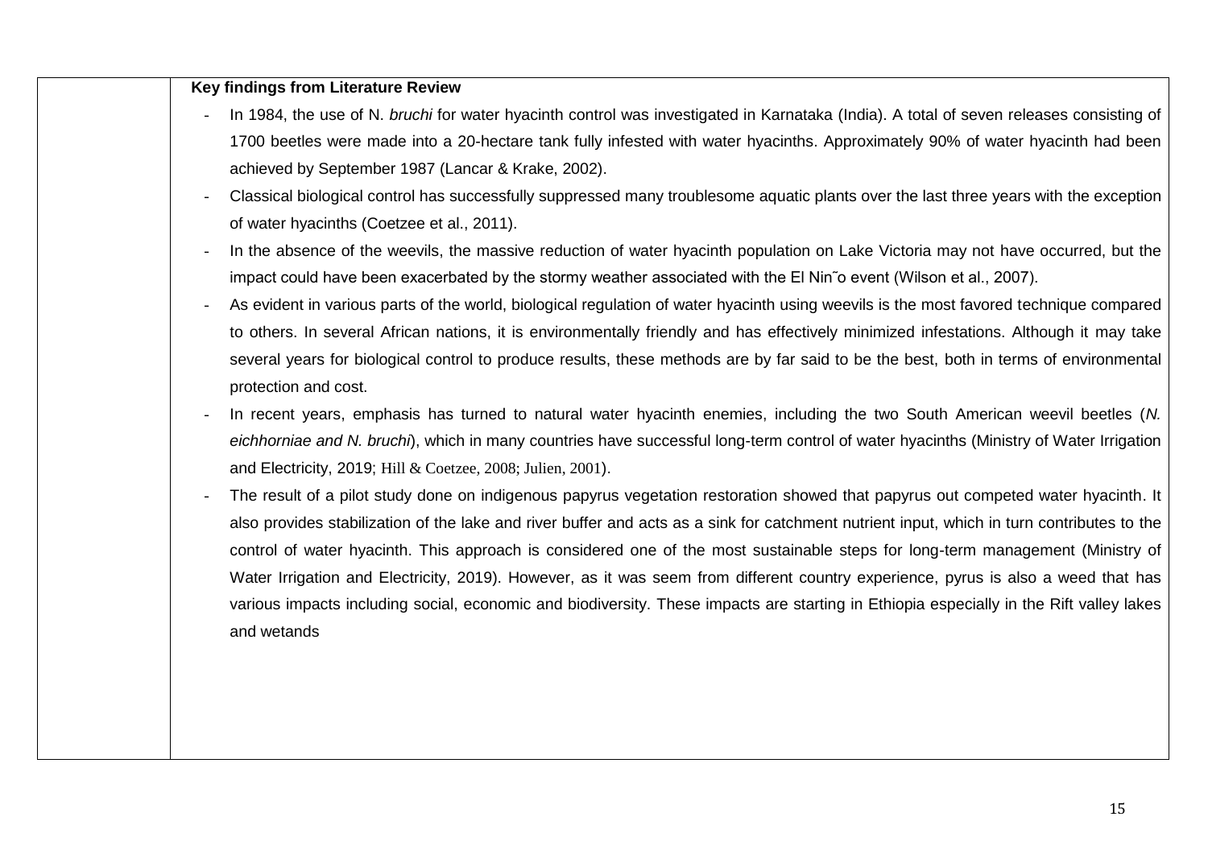| | **Key findings from Literature Review**<br>- In 1984, the use of N. *bruchi* for water hyacinth control was investigated in Karnataka (India). A total of seven releases consisting of 1700 beetles were made into a 20-hectare tank fully infested with water hyacinths. Approximately 90% of water hyacinth had been achieved by September 1987 (Lancar & Krake, 2002).<br>- Classical biological control has successfully suppressed many troublesome aquatic plants over the last three years with the exception of water hyacinths (Coetzee et al., 2011).<br>- In the absence of the weevils, the massive reduction of water hyacinth population on Lake Victoria may not have occurred, but the impact could have been exacerbated by the stormy weather associated with the El Nin˜o event (Wilson et al., 2007).<br>- As evident in various parts of the world, biological regulation of water hyacinth using weevils is the most favored technique compared to others. In several African nations, it is environmentally friendly and has effectively minimized infestations. Although it may take several years for biological control to produce results, these methods are by far said to be the best, both in terms of environmental protection and cost.<br>- In recent years, emphasis has turned to natural water hyacinth enemies, including the two South American weevil beetles (*N. eichhorniae and N. bruchi*), which in many countries have successful long-term control of water hyacinths (Ministry of Water Irrigation and Electricity, 2019; Hill & Coetzee, 2008; Julien, 2001).<br>- The result of a pilot study done on indigenous papyrus vegetation restoration showed that papyrus out competed water hyacinth. It also provides stabilization of the lake and river buffer and acts as a sink for catchment nutrient input, which in turn contributes to the control of water hyacinth. This approach is considered one of the most sustainable steps for long-term management (Ministry of Water Irrigation and Electricity, 2019). However, as it was seem from different country experience, pyrus is also a weed that has various impacts including social, economic and biodiversity. These impacts are starting in Ethiopia especially in the Rift valley lakes and wetands |
|---|---|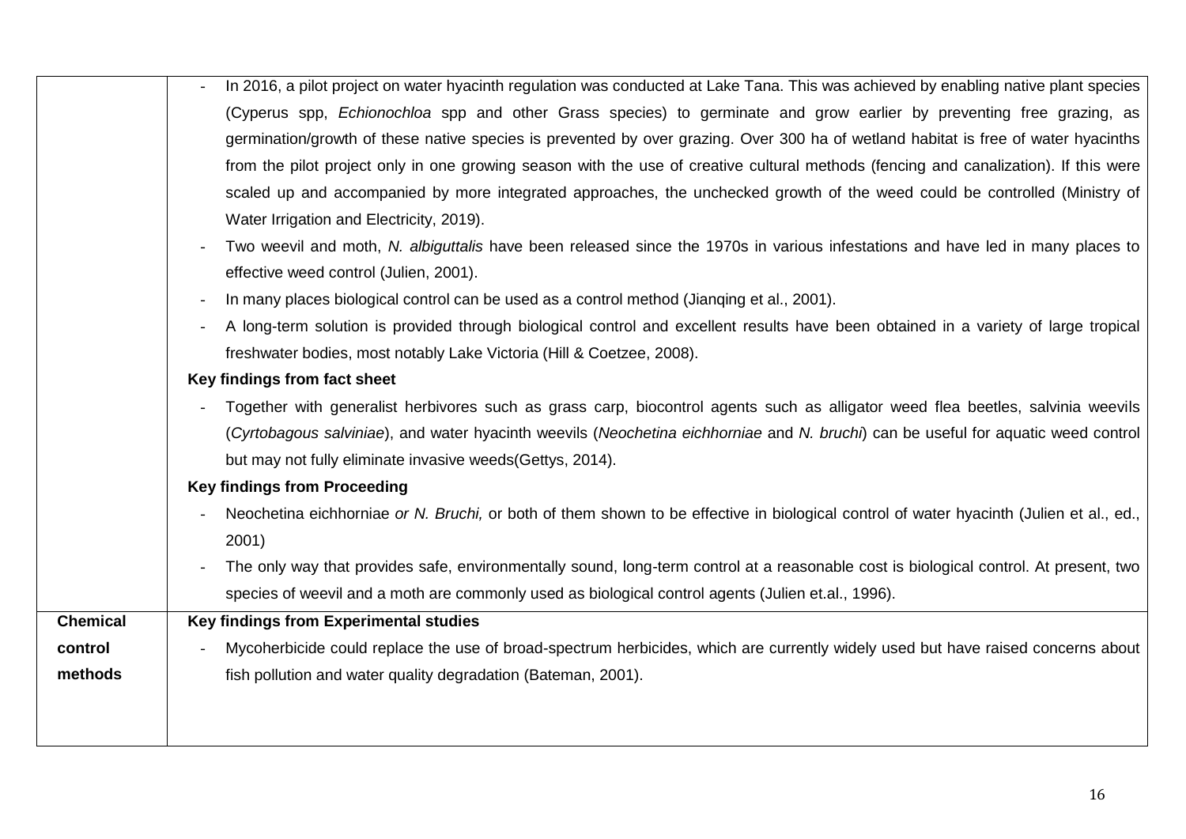| | |
|---|---|
| | - In 2016, a pilot project on water hyacinth regulation was conducted at Lake Tana. This was achieved by enabling native plant species (Cyperus spp, *Echionochloa* spp and other Grass species) to germinate and grow earlier by preventing free grazing, as germination/growth of these native species is prevented by over grazing. Over 300 ha of wetland habitat is free of water hyacinths from the pilot project only in one growing season with the use of creative cultural methods (fencing and canalization). If this were scaled up and accompanied by more integrated approaches, the unchecked growth of the weed could be controlled (Ministry of Water Irrigation and Electricity, 2019).<br>- Two weevil and moth, *N. albiguttalis* have been released since the 1970s in various infestations and have led in many places to effective weed control (Julien, 2001).<br>- In many places biological control can be used as a control method (Jianqing et al., 2001).<br>- A long-term solution is provided through biological control and excellent results have been obtained in a variety of large tropical freshwater bodies, most notably Lake Victoria (Hill & Coetzee, 2008).<br>**Key findings from fact sheet**<br>- Together with generalist herbivores such as grass carp, biocontrol agents such as alligator weed flea beetles, salvinia weevils (*Cyrtobagous salviniae*), and water hyacinth weevils (*Neochetina eichhorniae* and *N. bruchi*) can be useful for aquatic weed control but may not fully eliminate invasive weeds(Gettys, 2014).<br>**Key findings from Proceeding**<br>- Neochetina eichhorniae *or N. Bruchi,* or both of them shown to be effective in biological control of water hyacinth (Julien et al., ed., 2001)<br>- The only way that provides safe, environmentally sound, long-term control at a reasonable cost is biological control. At present, two species of weevil and a moth are commonly used as biological control agents (Julien et.al., 1996). |
| **Chemical control methods** | **Key findings from Experimental studies**<br>- Mycoherbicide could replace the use of broad-spectrum herbicides, which are currently widely used but have raised concerns about fish pollution and water quality degradation (Bateman, 2001). |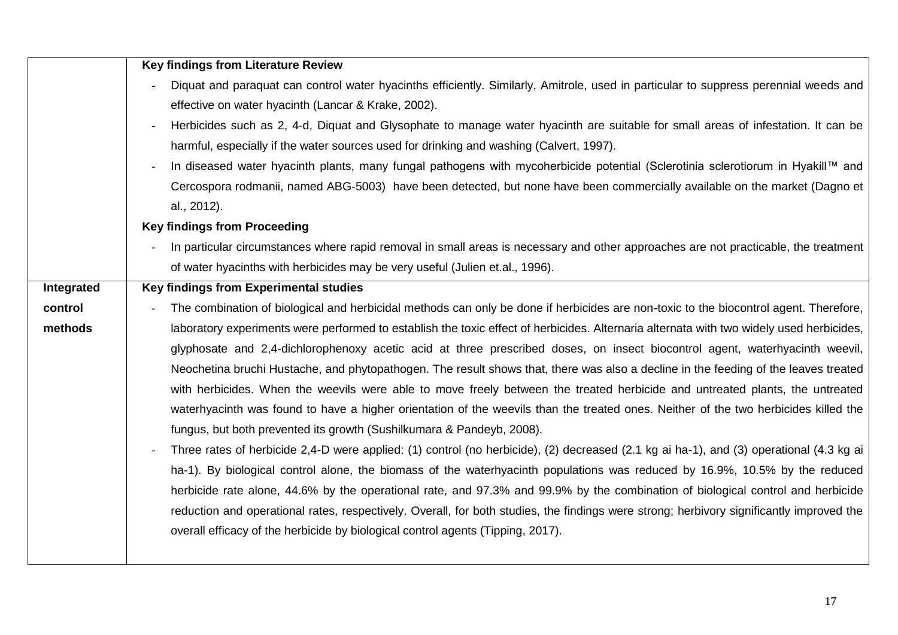| | |
|---|---|
| | **Key findings from Literature Review**<br>- Diquat and paraquat can control water hyacinths efficiently. Similarly, Amitrole, used in particular to suppress perennial weeds and effective on water hyacinth (Lancar & Krake, 2002).<br>- Herbicides such as 2, 4-d, Diquat and Glysophate to manage water hyacinth are suitable for small areas of infestation. It can be harmful, especially if the water sources used for drinking and washing (Calvert, 1997).<br>- In diseased water hyacinth plants, many fungal pathogens with mycoherbicide potential (Sclerotinia sclerotiorum in Hyakill™ and Cercospora rodmanii, named ABG-5003) have been detected, but none have been commercially available on the market (Dagno et al., 2012).<br>**Key findings from Proceeding**<br>- In particular circumstances where rapid removal in small areas is necessary and other approaches are not practicable, the treatment of water hyacinths with herbicides may be very useful (Julien et.al., 1996). |
| **Integrated control methods** | **Key findings from Experimental studies**<br>- The combination of biological and herbicidal methods can only be done if herbicides are non-toxic to the biocontrol agent. Therefore, laboratory experiments were performed to establish the toxic effect of herbicides. Alternaria alternata with two widely used herbicides, glyphosate and 2,4-dichlorophenoxy acetic acid at three prescribed doses, on insect biocontrol agent, waterhyacinth weevil, Neochetina bruchi Hustache, and phytopathogen. The result shows that, there was also a decline in the feeding of the leaves treated with herbicides. When the weevils were able to move freely between the treated herbicide and untreated plants, the untreated waterhyacinth was found to have a higher orientation of the weevils than the treated ones. Neither of the two herbicides killed the fungus, but both prevented its growth (Sushilkumara & Pandeyb, 2008).<br>- Three rates of herbicide 2,4-D were applied: (1) control (no herbicide), (2) decreased (2.1 kg ai ha-1), and (3) operational (4.3 kg ai ha-1). By biological control alone, the biomass of the waterhyacinth populations was reduced by 16.9%, 10.5% by the reduced herbicide rate alone, 44.6% by the operational rate, and 97.3% and 99.9% by the combination of biological control and herbicide reduction and operational rates, respectively. Overall, for both studies, the findings were strong; herbivory significantly improved the overall efficacy of the herbicide by biological control agents (Tipping, 2017). |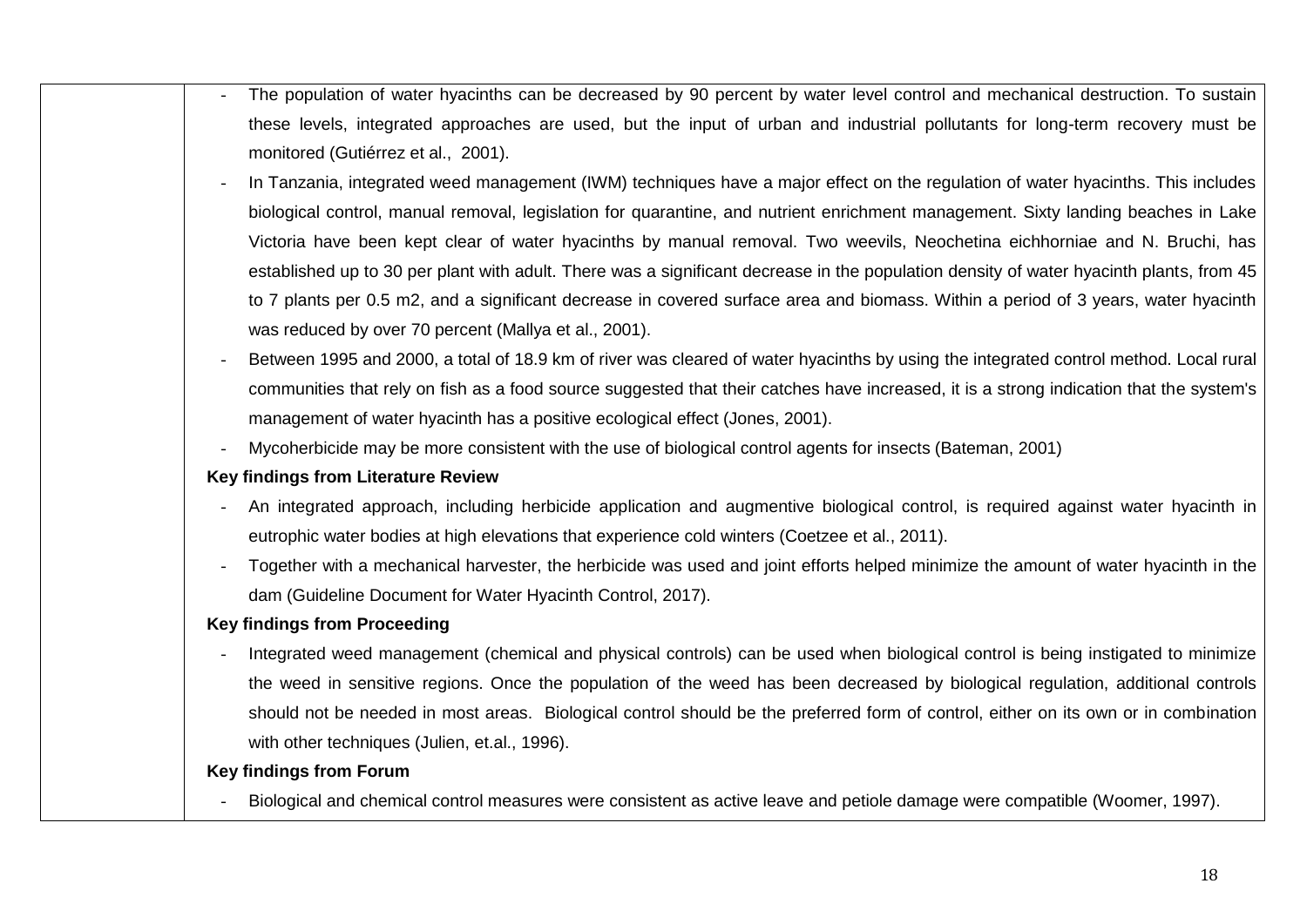| | |
|---|---|
| | - The population of water hyacinths can be decreased by 90 percent by water level control and mechanical destruction. To sustain these levels, integrated approaches are used, but the input of urban and industrial pollutants for long-term recovery must be monitored (Gutiérrez et al., 2001).<br>- In Tanzania, integrated weed management (IWM) techniques have a major effect on the regulation of water hyacinths. This includes biological control, manual removal, legislation for quarantine, and nutrient enrichment management. Sixty landing beaches in Lake Victoria have been kept clear of water hyacinths by manual removal. Two weevils, Neochetina eichhorniae and N. Bruchi, has established up to 30 per plant with adult. There was a significant decrease in the population density of water hyacinth plants, from 45 to 7 plants per 0.5 m2, and a significant decrease in covered surface area and biomass. Within a period of 3 years, water hyacinth was reduced by over 70 percent (Mallya et al., 2001).<br>- Between 1995 and 2000, a total of 18.9 km of river was cleared of water hyacinths by using the integrated control method. Local rural communities that rely on fish as a food source suggested that their catches have increased, it is a strong indication that the system's management of water hyacinth has a positive ecological effect (Jones, 2001).<br>- Mycoherbicide may be more consistent with the use of biological control agents for insects (Bateman, 2001)<br>**Key findings from Literature Review**<br>- An integrated approach, including herbicide application and augmentive biological control, is required against water hyacinth in eutrophic water bodies at high elevations that experience cold winters (Coetzee et al., 2011).<br>- Together with a mechanical harvester, the herbicide was used and joint efforts helped minimize the amount of water hyacinth in the dam (Guideline Document for Water Hyacinth Control, 2017).<br>**Key findings from Proceeding**<br>- Integrated weed management (chemical and physical controls) can be used when biological control is being instigated to minimize the weed in sensitive regions. Once the population of the weed has been decreased by biological regulation, additional controls should not be needed in most areas. Biological control should be the preferred form of control, either on its own or in combination with other techniques (Julien, et.al., 1996).<br>**Key findings from Forum**<br>- Biological and chemical control measures were consistent as active leave and petiole damage were compatible (Woomer, 1997). |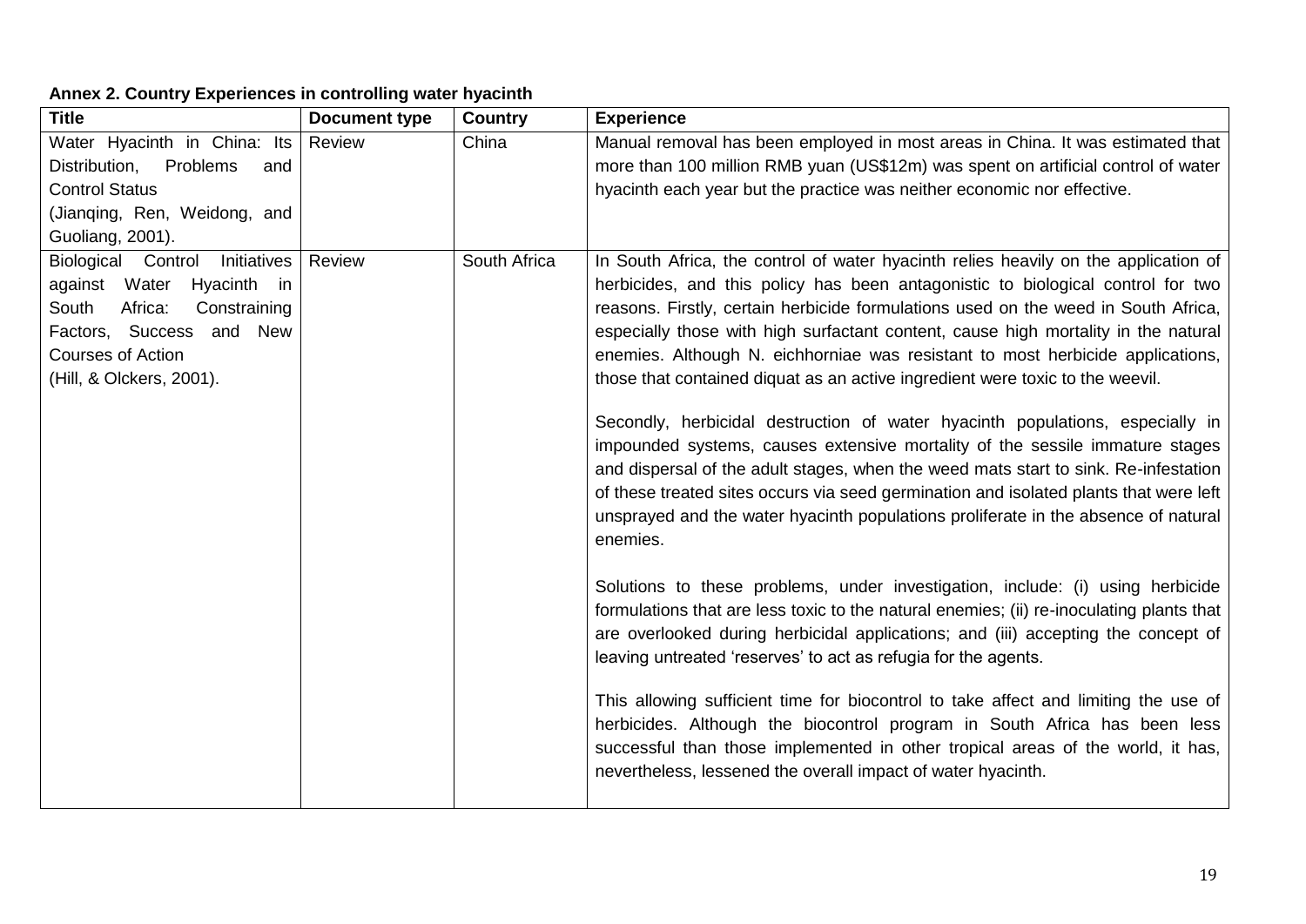**Annex 2. Country Experiences in controlling water hyacinth**

| Title | Document type | Country | Experience |
|---|---|---|---|
| Water Hyacinth in China: Its Distribution, Problems and Control Status (Jianqing, Ren, Weidong, and Guoliang, 2001). | Review | China | Manual removal has been employed in most areas in China. It was estimated that more than 100 million RMB yuan (US$12m) was spent on artificial control of water hyacinth each year but the practice was neither economic nor effective. |
| Biological Control Initiatives against Water Hyacinth in South Africa: Constraining Factors, Success and New Courses of Action (Hill, & Olckers, 2001). | Review | South Africa | In South Africa, the control of water hyacinth relies heavily on the application of herbicides, and this policy has been antagonistic to biological control for two reasons. Firstly, certain herbicide formulations used on the weed in South Africa, especially those with high surfactant content, cause high mortality in the natural enemies. Although N. eichhorniae was resistant to most herbicide applications, those that contained diquat as an active ingredient were toxic to the weevil.<br><br>Secondly, herbicidal destruction of water hyacinth populations, especially in impounded systems, causes extensive mortality of the sessile immature stages and dispersal of the adult stages, when the weed mats start to sink. Re-infestation of these treated sites occurs via seed germination and isolated plants that were left unsprayed and the water hyacinth populations proliferate in the absence of natural enemies.<br><br>Solutions to these problems, under investigation, include: (i) using herbicide formulations that are less toxic to the natural enemies; (ii) re-inoculating plants that are overlooked during herbicidal applications; and (iii) accepting the concept of leaving untreated 'reserves' to act as refugia for the agents.<br><br>This allowing sufficient time for biocontrol to take affect and limiting the use of herbicides. Although the biocontrol program in South Africa has been less successful than those implemented in other tropical areas of the world, it has, nevertheless, lessened the overall impact of water hyacinth. |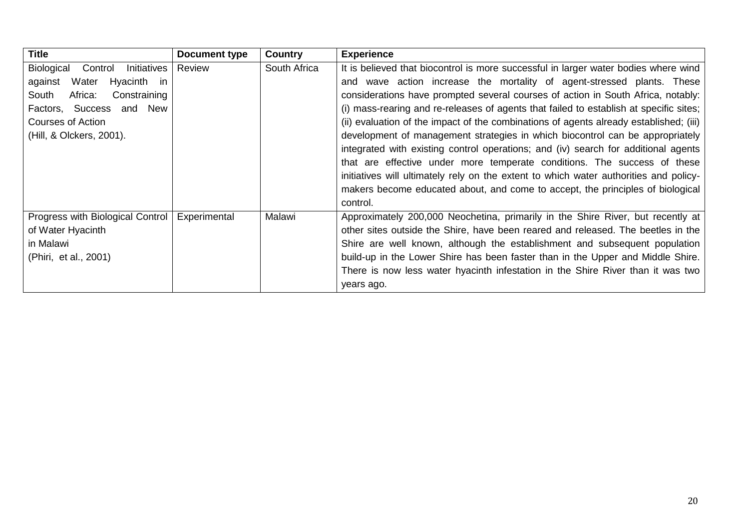| Title | Document type | Country | Experience |
|---|---|---|---|
| Biological Control Initiatives against Water Hyacinth in South Africa: Constraining Factors, Success and New Courses of Action (Hill, & Olckers, 2001). | Review | South Africa | It is believed that biocontrol is more successful in larger water bodies where wind and wave action increase the mortality of agent-stressed plants. These considerations have prompted several courses of action in South Africa, notably: (i) mass-rearing and re-releases of agents that failed to establish at specific sites; (ii) evaluation of the impact of the combinations of agents already established; (iii) development of management strategies in which biocontrol can be appropriately integrated with existing control operations; and (iv) search for additional agents that are effective under more temperate conditions. The success of these initiatives will ultimately rely on the extent to which water authorities and policy-makers become educated about, and come to accept, the principles of biological control. |
| Progress with Biological Control of Water Hyacinth in Malawi (Phiri, et al., 2001) | Experimental | Malawi | Approximately 200,000 Neochetina, primarily in the Shire River, but recently at other sites outside the Shire, have been reared and released. The beetles in the Shire are well known, although the establishment and subsequent population build-up in the Lower Shire has been faster than in the Upper and Middle Shire. There is now less water hyacinth infestation in the Shire River than it was two years ago. |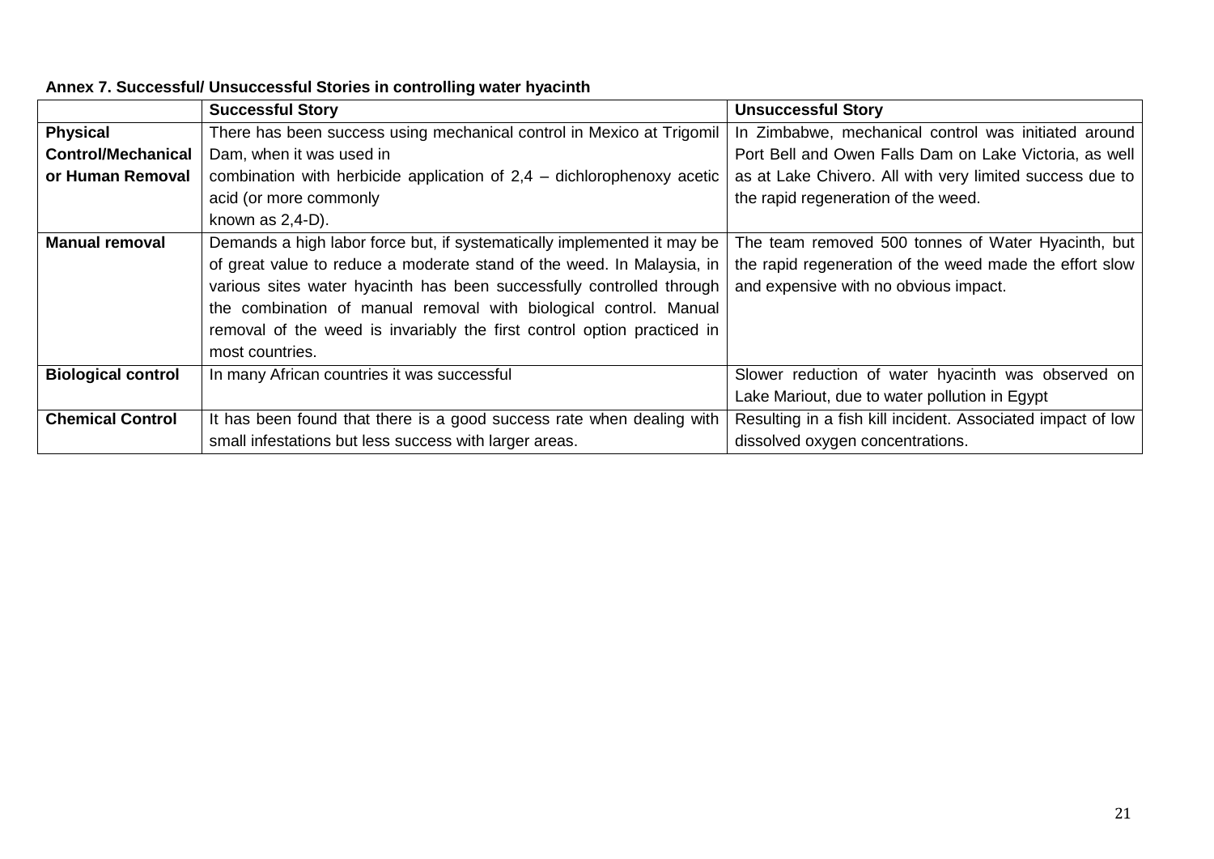**Annex 7. Successful/ Unsuccessful Stories in controlling water hyacinth**

| | Successful Story | Unsuccessful Story |
|---|---|---|
| **Physical Control/Mechanical or Human Removal** | There has been success using mechanical control in Mexico at Trigomil Dam, when it was used in combination with herbicide application of 2,4 – dichlorophenoxy acetic acid (or more commonly known as 2,4-D). | In Zimbabwe, mechanical control was initiated around Port Bell and Owen Falls Dam on Lake Victoria, as well as at Lake Chivero. All with very limited success due to the rapid regeneration of the weed. |
| **Manual removal** | Demands a high labor force but, if systematically implemented it may be of great value to reduce a moderate stand of the weed. In Malaysia, in various sites water hyacinth has been successfully controlled through the combination of manual removal with biological control. Manual removal of the weed is invariably the first control option practiced in most countries. | The team removed 500 tonnes of Water Hyacinth, but the rapid regeneration of the weed made the effort slow and expensive with no obvious impact. |
| **Biological control** | In many African countries it was successful | Slower reduction of water hyacinth was observed on Lake Mariout, due to water pollution in Egypt |
| **Chemical Control** | It has been found that there is a good success rate when dealing with small infestations but less success with larger areas. | Resulting in a fish kill incident. Associated impact of low dissolved oxygen concentrations. |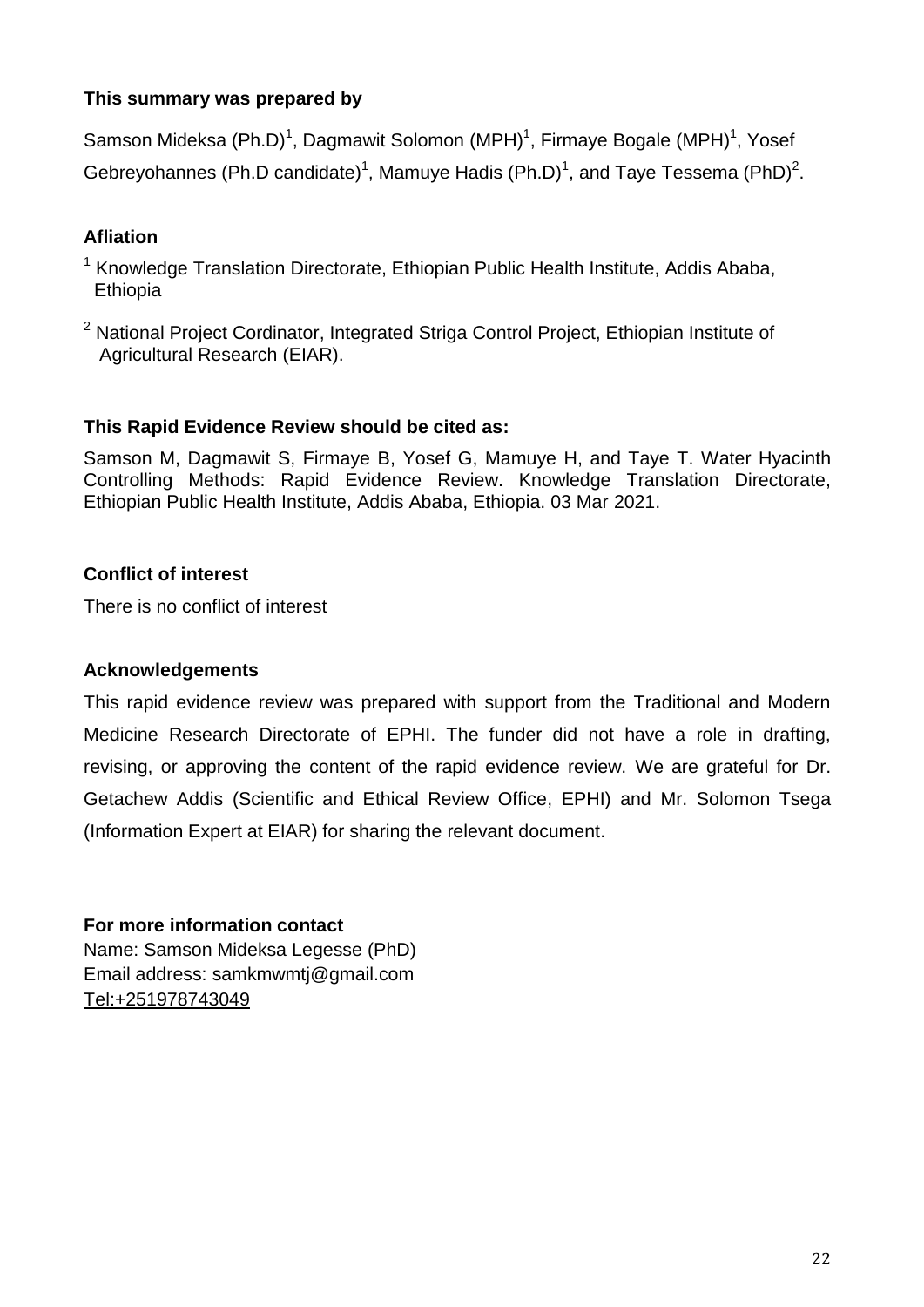**This summary was prepared by**

Samson Mideksa (Ph.D)[1], Dagmawit Solomon (MPH)[1], Firmaye Bogale (MPH)[1], Yosef Gebreyohannes (Ph.D candidate)[1], Mamuye Hadis (Ph.D)[1], and Taye Tessema (PhD)[2].

**Afliation**

[1] Knowledge Translation Directorate, Ethiopian Public Health Institute, Addis Ababa, Ethiopia

[2] National Project Cordinator, Integrated Striga Control Project, Ethiopian Institute of Agricultural Research (EIAR).

**This Rapid Evidence Review should be cited as:**

Samson M, Dagmawit S, Firmaye B, Yosef G, Mamuye H, and Taye T. Water Hyacinth Controlling Methods: Rapid Evidence Review. Knowledge Translation Directorate, Ethiopian Public Health Institute, Addis Ababa, Ethiopia. 03 Mar 2021.

**Conflict of interest**

There is no conflict of interest

**Acknowledgements**

This rapid evidence review was prepared with support from the Traditional and Modern Medicine Research Directorate of EPHI. The funder did not have a role in drafting, revising, or approving the content of the rapid evidence review. We are grateful for Dr. Getachew Addis (Scientific and Ethical Review Office, EPHI) and Mr. Solomon Tsega (Information Expert at EIAR) for sharing the relevant document.

**For more information contact**
Name: Samson Mideksa Legesse (PhD)
Email address: samkmwmtj@gmail.com
Tel:+251978743049